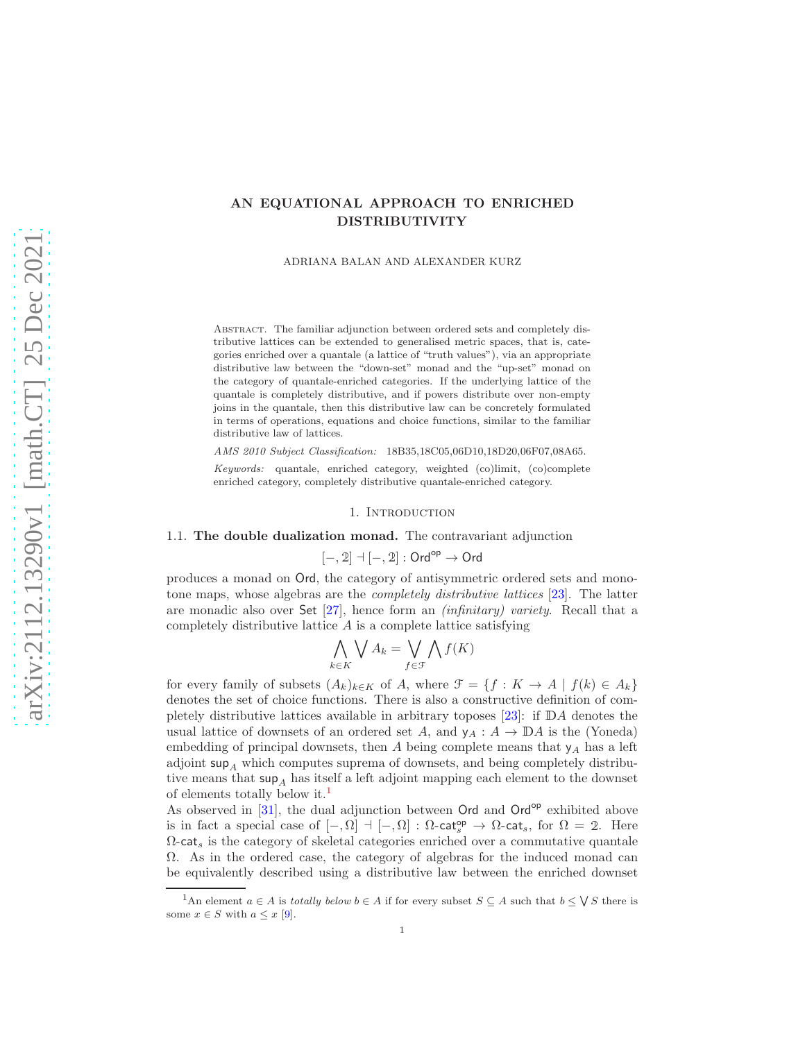# AN EQUATIONAL APPROACH TO ENRICHED DISTRIBUTIVITY

ADRIANA BALAN AND ALEXANDER KURZ

Abstract. The familiar adjunction between ordered sets and completely distributive lattices can be extended to generalised metric spaces, that is, categories enriched over a quantale (a lattice of "truth values"), via an appropriate distributive law between the "down-set" monad and the "up-set" monad on the category of quantale-enriched categories. If the underlying lattice of the quantale is completely distributive, and if powers distribute over non-empty joins in the quantale, then this distributive law can be concretely formulated in terms of operations, equations and choice functions, similar to the familiar distributive law of lattices.

*AMS 2010 Subject Classification:* 18B35,18C05,06D10,18D20,06F07,08A65.

*Keywords:* quantale, enriched category, weighted (co)limit, (co)complete enriched category, completely distributive quantale-enriched category.

## 1. Introduction

**1.1. The double dualization monad.** The contravariant adjunction

$$[-, \mathbb{2}] \dashv [-, \mathbb{2}] : \mathsf{Ord}^{\mathsf{op}} \to \mathsf{Ord}$$

produces a monad on $\mathsf{Ord}$, the category of antisymmetric ordered sets and monotone maps, whose algebras are the *completely distributive lattices* [23]. The latter are monadic also over $\mathsf{Set}$ [27], hence form an *(infinitary) variety*. Recall that a completely distributive lattice $A$ is a complete lattice satisfying

$$\bigwedge_{k \in K} \bigvee A_k = \bigvee_{f \in \mathcal{F}} \bigwedge f(K)$$

for every family of subsets $(A_k)_{k \in K}$ of $A$, where $\mathcal{F} = \{f : K \to A \mid f(k) \in A_k\}$ denotes the set of choice functions. There is also a constructive definition of completely distributive lattices available in arbitrary toposes [23]: if $\mathbb{D}A$ denotes the usual lattice of downsets of an ordered set $A$, and $\mathsf{y}_A : A \to \mathbb{D}A$ is the (Yoneda) embedding of principal downsets, then $A$ being complete means that $\mathsf{y}_A$ has a left adjoint $\mathsf{sup}_A$ which computes suprema of downsets, and being completely distributive means that $\mathsf{sup}_A$ has itself a left adjoint mapping each element to the downset of elements totally below it.[1]

As observed in [31], the dual adjunction between $\mathsf{Ord}$ and $\mathsf{Ord}^{\mathsf{op}}$ exhibited above is in fact a special case of $[-, \Omega] \dashv [-, \Omega] : \Omega\text{-}\mathsf{cat}_s^{\mathsf{op}} \to \Omega\text{-}\mathsf{cat}_s$, for $\Omega = \mathbb{2}$. Here $\Omega\text{-}\mathsf{cat}_s$ is the category of skeletal categories enriched over a commutative quantale $\Omega$. As in the ordered case, the category of algebras for the induced monad can be equivalently described using a distributive law between the enriched downset

[1] An element $a \in A$ is *totally below* $b \in A$ if for every subset $S \subseteq A$ such that $b \leq \bigvee S$ there is some $x \in S$ with $a \leq x$ [9].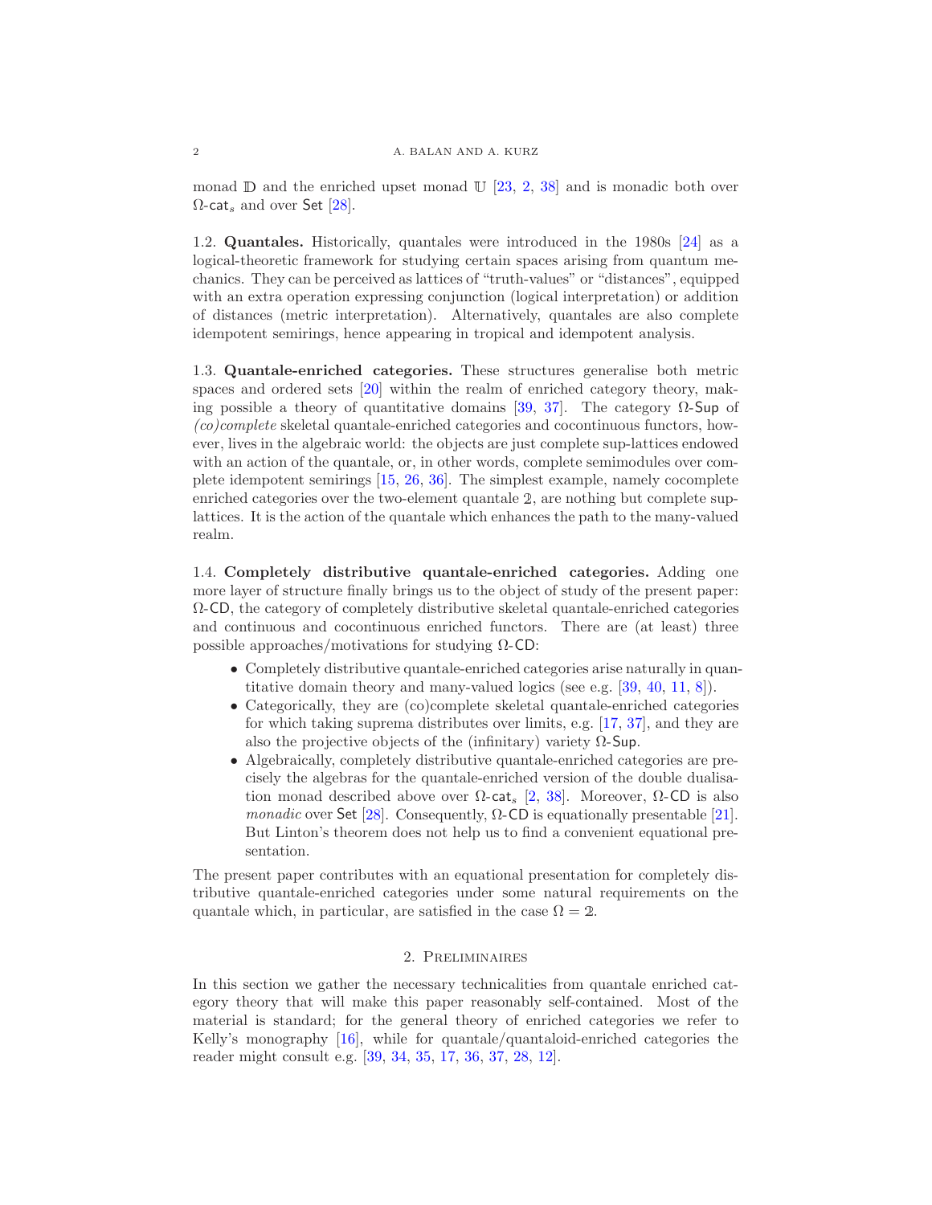monad $\mathbb{D}$ and the enriched upset monad $\mathbb{U}$ [23, 2, 38] and is monadic both over $\Omega\text{-}\mathsf{cat}_s$ and over $\mathsf{Set}$ [28].

1.2. **Quantales.** Historically, quantales were introduced in the 1980s [24] as a logical-theoretic framework for studying certain spaces arising from quantum mechanics. They can be perceived as lattices of "truth-values" or "distances", equipped with an extra operation expressing conjunction (logical interpretation) or addition of distances (metric interpretation). Alternatively, quantales are also complete idempotent semirings, hence appearing in tropical and idempotent analysis.

1.3. **Quantale-enriched categories.** These structures generalise both metric spaces and ordered sets [20] within the realm of enriched category theory, making possible a theory of quantitative domains [39, 37]. The category $\Omega\text{-}\mathsf{Sup}$ of *(co)complete* skeletal quantale-enriched categories and cocontinuous functors, however, lives in the algebraic world: the objects are just complete sup-lattices endowed with an action of the quantale, or, in other words, complete semimodules over complete idempotent semirings [15, 26, 36]. The simplest example, namely cocomplete enriched categories over the two-element quantale $\mathbb{2}$, are nothing but complete sup-lattices. It is the action of the quantale which enhances the path to the many-valued realm.

1.4. **Completely distributive quantale-enriched categories.** Adding one more layer of structure finally brings us to the object of study of the present paper: $\Omega\text{-}\mathsf{CD}$, the category of completely distributive skeletal quantale-enriched categories and continuous and cocontinuous enriched functors. There are (at least) three possible approaches/motivations for studying $\Omega\text{-}\mathsf{CD}$:

- Completely distributive quantale-enriched categories arise naturally in quantitative domain theory and many-valued logics (see e.g. [39, 40, 11, 8]).
- Categorically, they are (co)complete skeletal quantale-enriched categories for which taking suprema distributes over limits, e.g. [17, 37], and they are also the projective objects of the (infinitary) variety $\Omega\text{-}\mathsf{Sup}$.
- Algebraically, completely distributive quantale-enriched categories are precisely the algebras for the quantale-enriched version of the double dualisation monad described above over $\Omega\text{-}\mathsf{cat}_s$ [2, 38]. Moreover, $\Omega\text{-}\mathsf{CD}$ is also *monadic* over $\mathsf{Set}$ [28]. Consequently, $\Omega\text{-}\mathsf{CD}$ is equationally presentable [21]. But Linton's theorem does not help us to find a convenient equational presentation.

The present paper contributes with an equational presentation for completely distributive quantale-enriched categories under some natural requirements on the quantale which, in particular, are satisfied in the case $\Omega = \mathbb{2}$.

## 2. Preliminaires

In this section we gather the necessary technicalities from quantale enriched category theory that will make this paper reasonably self-contained. Most of the material is standard; for the general theory of enriched categories we refer to Kelly's monography [16], while for quantale/quantaloid-enriched categories the reader might consult e.g. [39, 34, 35, 17, 36, 37, 28, 12].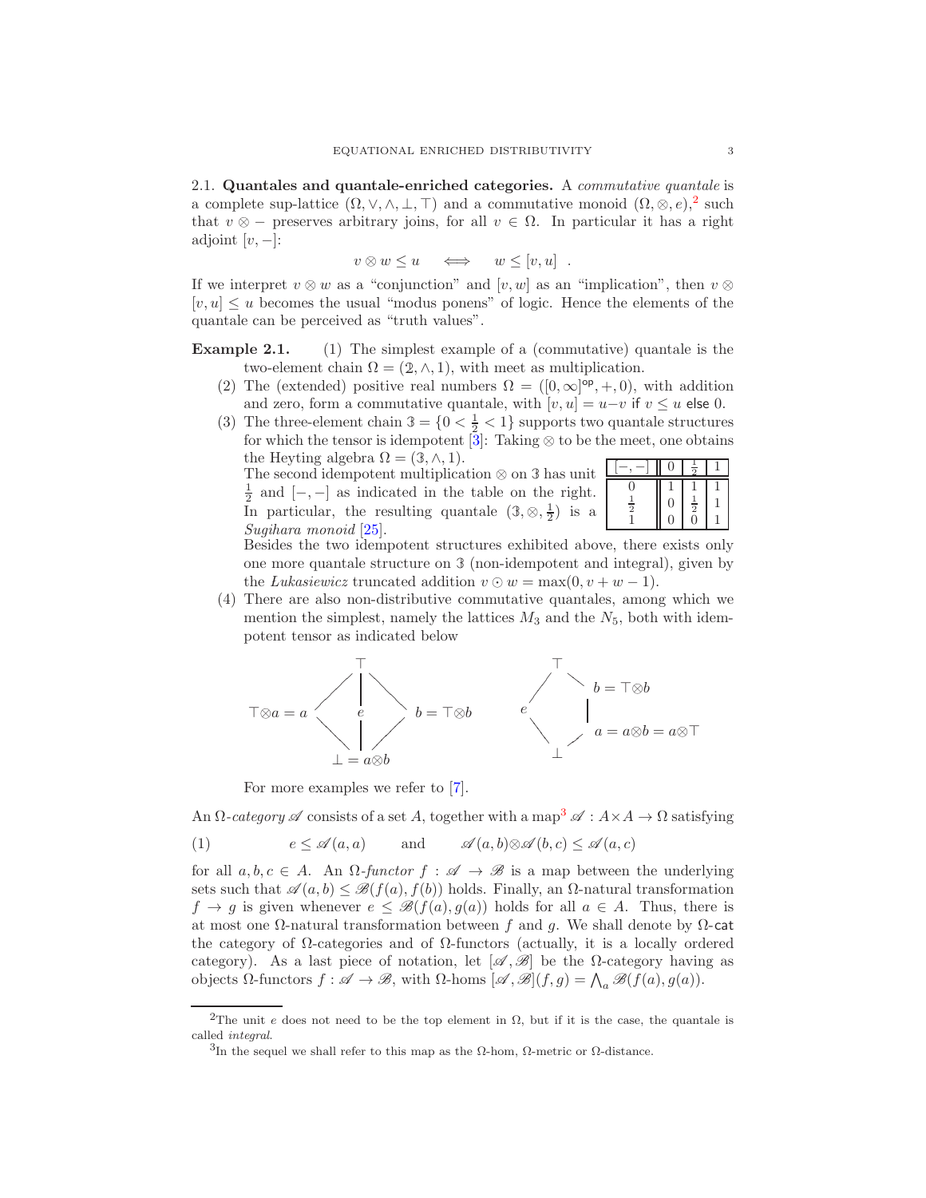### 2.1. Quantales and quantale-enriched categories.

A *commutative quantale* is a complete sup-lattice $(\Omega, \vee, \wedge, \bot, \top)$ and a commutative monoid $(\Omega, \otimes, e)$,[2] such that $v \otimes -$ preserves arbitrary joins, for all $v \in \Omega$. In particular it has a right adjoint $[v, -]$:

$$v \otimes w \leq u \quad \iff \quad w \leq [v, u] \ .$$

If we interpret $v \otimes w$ as a "conjunction" and $[v, w]$ as an "implication", then $v \otimes [v, u] \leq u$ becomes the usual "modus ponens" of logic. Hence the elements of the quantale can be perceived as "truth values".

**Example 2.1.**

1. The simplest example of a (commutative) quantale is the two-element chain $\Omega = (\mathbb{2}, \wedge, 1)$, with meet as multiplication.
2. The (extended) positive real numbers $\Omega = ([0, \infty]^{\mathsf{op}}, +, 0)$, with addition and zero, form a commutative quantale, with $[v, u] = u - v$ if $v \leq u$ else $0$.
3. The three-element chain $\mathbb{3} = \{0 < \frac{1}{2} < 1\}$ supports two quantale structures for which the tensor is idempotent [3]: Taking $\otimes$ to be the meet, one obtains the Heyting algebra $\Omega = (\mathbb{3}, \wedge, 1)$.
   The second idempotent multiplication $\otimes$ on $\mathbb{3}$ has unit $\frac{1}{2}$ and $[-,-]$ as indicated in the table on the right. In particular, the resulting quantale $(\mathbb{3}, \otimes, \frac{1}{2})$ is a *Sugihara monoid* [25].

   | $[-,-]$ | $0$ | $\frac{1}{2}$ | $1$ |
   |---|---|---|---|
   | $0$ | $1$ | $1$ | $1$ |
   | $\frac{1}{2}$ | $0$ | $\frac{1}{2}$ | $1$ |
   | $1$ | $0$ | $0$ | $1$ |

   Besides the two idempotent structures exhibited above, there exists only one more quantale structure on $\mathbb{3}$ (non-idempotent and integral), given by the *Lukasiewicz* truncated addition $v \odot w = \max(0, v + w - 1)$.
4. There are also non-distributive commutative quantales, among which we mention the simplest, namely the lattices $M_3$ and the $N_5$, both with idempotent tensor as indicated below

   $M_3$: top $\top$; middle elements $\top \otimes a = a$, $e$, $b = \top \otimes b$; bottom $\bot = a \otimes b$.

   $N_5$: top $\top$; $e$ on one side; $b = \top \otimes b$ above $a = a \otimes b = a \otimes \top$ on the other side; bottom $\bot$.

   For more examples we refer to [7].

An $\Omega$-*category* $\mathscr{A}$ consists of a set $A$, together with a map[3] $\mathscr{A} : A \times A \to \Omega$ satisfying

$$e \leq \mathscr{A}(a, a) \qquad \text{and} \qquad \mathscr{A}(a, b) \otimes \mathscr{A}(b, c) \leq \mathscr{A}(a, c) \tag{1}$$

for all $a, b, c \in A$. An $\Omega$-*functor* $f : \mathscr{A} \to \mathscr{B}$ is a map between the underlying sets such that $\mathscr{A}(a, b) \leq \mathscr{B}(f(a), f(b))$ holds. Finally, an $\Omega$-natural transformation $f \to g$ is given whenever $e \leq \mathscr{B}(f(a), g(a))$ holds for all $a \in A$. Thus, there is at most one $\Omega$-natural transformation between $f$ and $g$. We shall denote by $\Omega$-$\mathsf{cat}$ the category of $\Omega$-categories and of $\Omega$-functors (actually, it is a locally ordered category). As a last piece of notation, let $[\mathscr{A}, \mathscr{B}]$ be the $\Omega$-category having as objects $\Omega$-functors $f : \mathscr{A} \to \mathscr{B}$, with $\Omega$-homs $[\mathscr{A}, \mathscr{B}](f, g) = \bigwedge_a \mathscr{B}(f(a), g(a))$.

---

[2] The unit $e$ does not need to be the top element in $\Omega$, but if it is the case, the quantale is called *integral*.

[3] In the sequel we shall refer to this map as the $\Omega$-hom, $\Omega$-metric or $\Omega$-distance.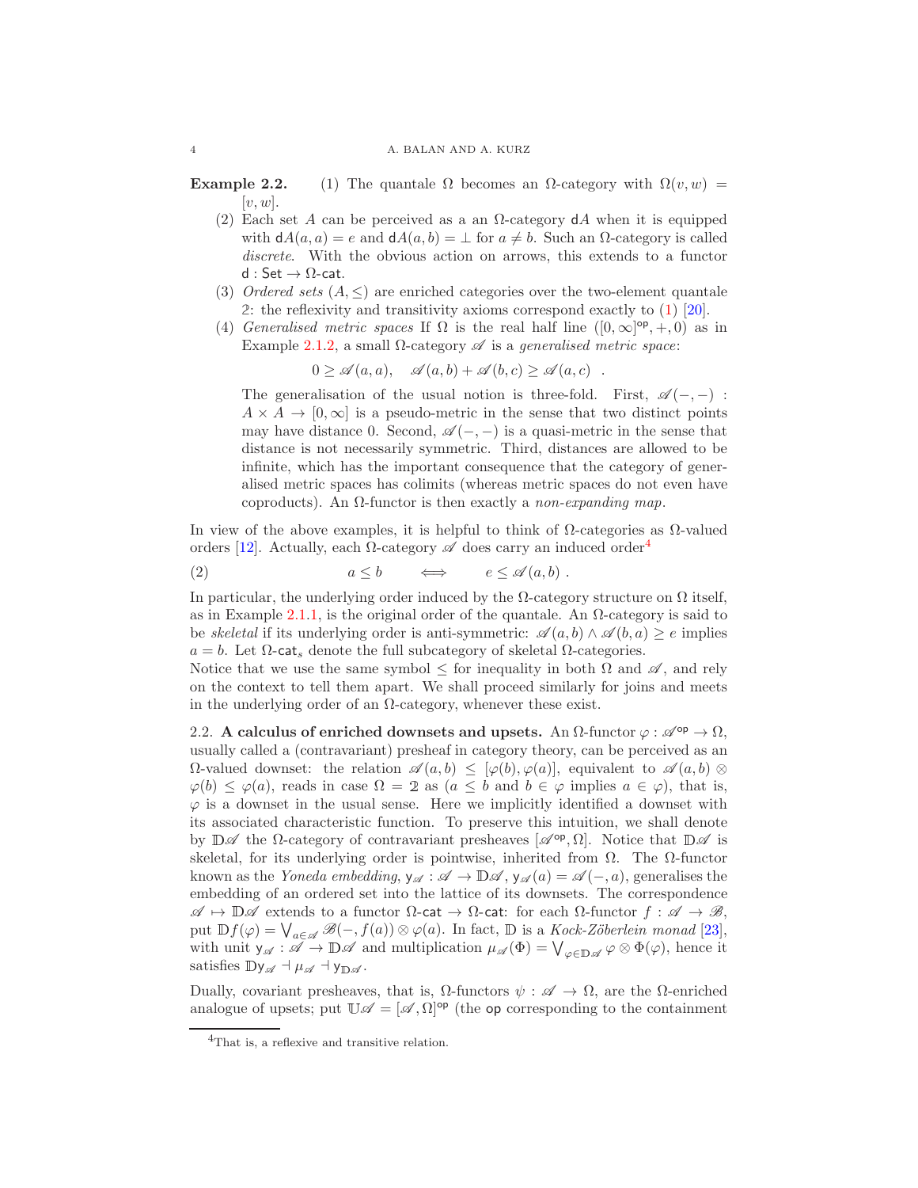**Example 2.2.**

1. The quantale $\Omega$ becomes an $\Omega$-category with $\Omega(v, w) = [v, w]$.
2. Each set $A$ can be perceived as a an $\Omega$-category $\mathsf{d}A$ when it is equipped with $\mathsf{d}A(a, a) = e$ and $\mathsf{d}A(a, b) = \bot$ for $a \neq b$. Such an $\Omega$-category is called *discrete*. With the obvious action on arrows, this extends to a functor $\mathsf{d} : \mathsf{Set} \to \Omega\text{-}\mathsf{cat}$.
3. *Ordered sets* $(A, \leq)$ are enriched categories over the two-element quantale $\mathbb{2}$: the reflexivity and transitivity axioms correspond exactly to (1) [20].
4. *Generalised metric spaces* If $\Omega$ is the real half line $([0, \infty]^{\mathsf{op}}, +, 0)$ as in Example 2.1.2, a small $\Omega$-category $\mathscr{A}$ is a *generalised metric space*:
$$0 \geq \mathscr{A}(a, a), \quad \mathscr{A}(a, b) + \mathscr{A}(b, c) \geq \mathscr{A}(a, c) \ \ .$$
The generalisation of the usual notion is three-fold. First, $\mathscr{A}(-, -) : A \times A \to [0, \infty]$ is a pseudo-metric in the sense that two distinct points may have distance 0. Second, $\mathscr{A}(-, -)$ is a quasi-metric in the sense that distance is not necessarily symmetric. Third, distances are allowed to be infinite, which has the important consequence that the category of generalised metric spaces has colimits (whereas metric spaces do not even have coproducts). An $\Omega$-functor is then exactly a *non-expanding map*.

In view of the above examples, it is helpful to think of $\Omega$-categories as $\Omega$-valued orders [12]. Actually, each $\Omega$-category $\mathscr{A}$ does carry an induced order[4]

$$a \leq b \qquad \Longleftrightarrow \qquad e \leq \mathscr{A}(a, b) \ . \tag{2}$$

In particular, the underlying order induced by the $\Omega$-category structure on $\Omega$ itself, as in Example 2.1.1, is the original order of the quantale. An $\Omega$-category is said to be *skeletal* if its underlying order is anti-symmetric: $\mathscr{A}(a, b) \wedge \mathscr{A}(b, a) \geq e$ implies $a = b$. Let $\Omega\text{-}\mathsf{cat}_s$ denote the full subcategory of skeletal $\Omega$-categories.

Notice that we use the same symbol $\leq$ for inequality in both $\Omega$ and $\mathscr{A}$, and rely on the context to tell them apart. We shall proceed similarly for joins and meets in the underlying order of an $\Omega$-category, whenever these exist.

## 2.2. A calculus of enriched downsets and upsets.

An $\Omega$-functor $\varphi : \mathscr{A}^{\mathsf{op}} \to \Omega$, usually called a (contravariant) presheaf in category theory, can be perceived as an $\Omega$-valued downset: the relation $\mathscr{A}(a, b) \leq [\varphi(b), \varphi(a)]$, equivalent to $\mathscr{A}(a, b) \otimes \varphi(b) \leq \varphi(a)$, reads in case $\Omega = \mathbb{2}$ as ($a \leq b$ and $b \in \varphi$ implies $a \in \varphi$), that is, $\varphi$ is a downset in the usual sense. Here we implicitly identified a downset with its associated characteristic function. To preserve this intuition, we shall denote by $\mathbb{D}\mathscr{A}$ the $\Omega$-category of contravariant presheaves $[\mathscr{A}^{\mathsf{op}}, \Omega]$. Notice that $\mathbb{D}\mathscr{A}$ is skeletal, for its underlying order is pointwise, inherited from $\Omega$. The $\Omega$-functor known as the *Yoneda embedding*, $\mathsf{y}_{\mathscr{A}} : \mathscr{A} \to \mathbb{D}\mathscr{A}$, $\mathsf{y}_{\mathscr{A}}(a) = \mathscr{A}(-, a)$, generalises the embedding of an ordered set into the lattice of its downsets. The correspondence $\mathscr{A} \mapsto \mathbb{D}\mathscr{A}$ extends to a functor $\Omega\text{-}\mathsf{cat} \to \Omega\text{-}\mathsf{cat}$: for each $\Omega$-functor $f : \mathscr{A} \to \mathscr{B}$, put $\mathbb{D}f(\varphi) = \bigvee_{a \in \mathscr{A}} \mathscr{B}(-, f(a)) \otimes \varphi(a)$. In fact, $\mathbb{D}$ is a *Kock-Zöberlein monad* [23], with unit $\mathsf{y}_{\mathscr{A}} : \mathscr{A} \to \mathbb{D}\mathscr{A}$ and multiplication $\mu_{\mathscr{A}}(\Phi) = \bigvee_{\varphi \in \mathbb{D}\mathscr{A}} \varphi \otimes \Phi(\varphi)$, hence it satisfies $\mathbb{D}\mathsf{y}_{\mathscr{A}} \dashv \mu_{\mathscr{A}} \dashv \mathsf{y}_{\mathbb{D}\mathscr{A}}$.

Dually, covariant presheaves, that is, $\Omega$-functors $\psi : \mathscr{A} \to \Omega$, are the $\Omega$-enriched analogue of upsets; put $\mathbb{U}\mathscr{A} = [\mathscr{A}, \Omega]^{\mathsf{op}}$ (the $\mathsf{op}$ corresponding to the containment

---

[4] That is, a reflexive and transitive relation.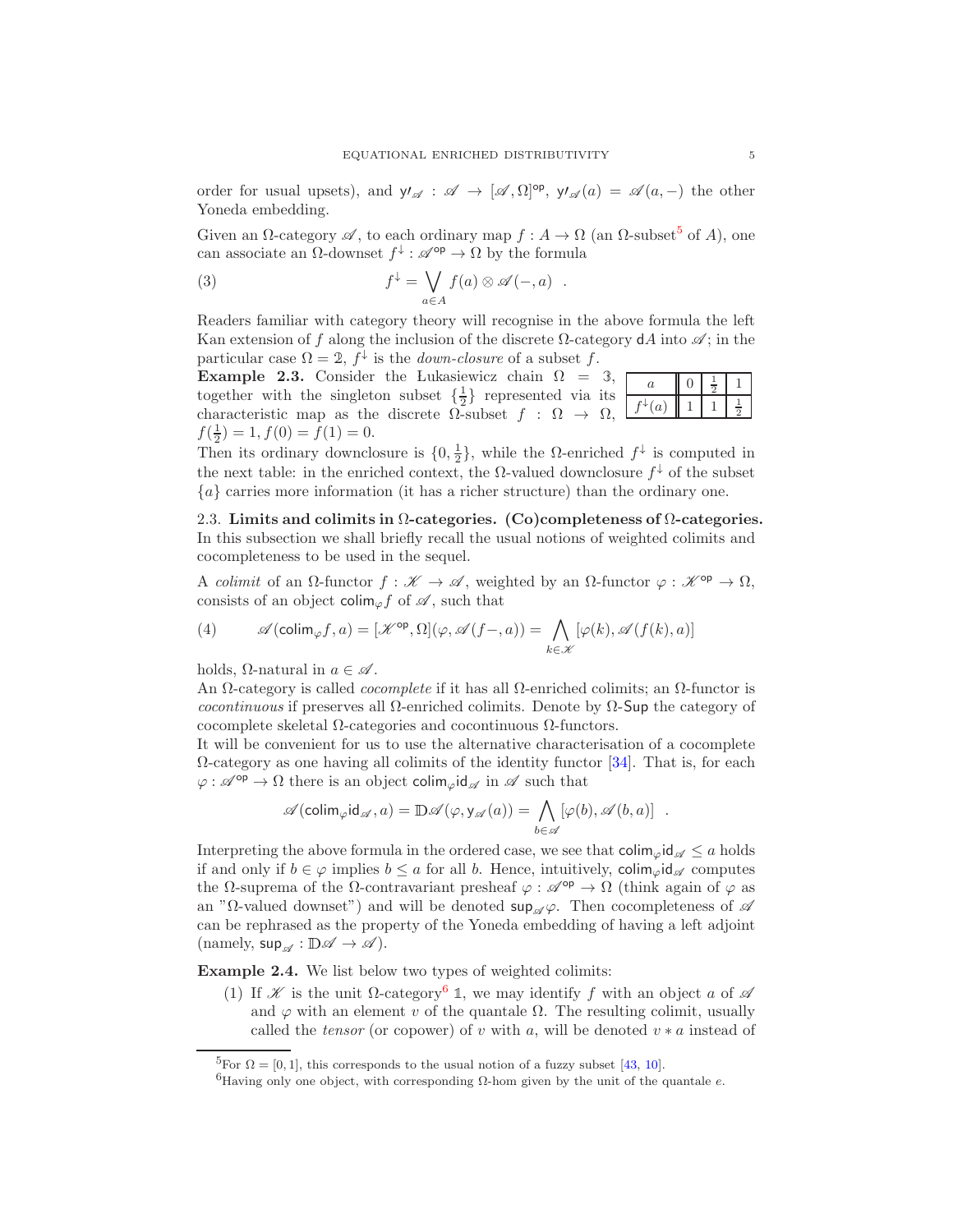order for usual upsets), and $\mathsf{y\prime}_{\mathscr{A}} : \mathscr{A} \to [\mathscr{A}, \Omega]^{\mathsf{op}}$, $\mathsf{y\prime}_{\mathscr{A}}(a) = \mathscr{A}(a, -)$ the other Yoneda embedding.

Given an $\Omega$-category $\mathscr{A}$, to each ordinary map $f : A \to \Omega$ (an $\Omega$-subset[5] of $A$), one can associate an $\Omega$-downset $f^{\downarrow} : \mathscr{A}^{\mathsf{op}} \to \Omega$ by the formula

$$f^{\downarrow} = \bigvee_{a \in A} f(a) \otimes \mathscr{A}(-, a) \quad . \tag{3}$$

Readers familiar with category theory will recognise in the above formula the left Kan extension of $f$ along the inclusion of the discrete $\Omega$-category $\mathsf{d}A$ into $\mathscr{A}$; in the particular case $\Omega = \mathbb{2}$, $f^{\downarrow}$ is the *down-closure* of a subset $f$.

**Example 2.3.** Consider the Łukasiewicz chain $\Omega = \mathbb{3}$, together with the singleton subset $\{\frac{1}{2}\}$ represented via its characteristic map as the discrete $\Omega$-subset $f : \Omega \to \Omega$, $f(\frac{1}{2}) = 1, f(0) = f(1) = 0$.

| $a$ | $0$ | $\frac{1}{2}$ | $1$ |
|---|---|---|---|
| $f^{\downarrow}(a)$ | $1$ | $1$ | $\frac{1}{2}$ |

Then its ordinary downclosure is $\{0, \frac{1}{2}\}$, while the $\Omega$-enriched $f^{\downarrow}$ is computed in the next table: in the enriched context, the $\Omega$-valued downclosure $f^{\downarrow}$ of the subset $\{a\}$ carries more information (it has a richer structure) than the ordinary one.

2.3. **Limits and colimits in $\Omega$-categories. (Co)completeness of $\Omega$-categories.** In this subsection we shall briefly recall the usual notions of weighted colimits and cocompleteness to be used in the sequel.

A *colimit* of an $\Omega$-functor $f : \mathscr{K} \to \mathscr{A}$, weighted by an $\Omega$-functor $\varphi : \mathscr{K}^{\mathsf{op}} \to \Omega$, consists of an object $\mathsf{colim}_{\varphi} f$ of $\mathscr{A}$, such that

$$\mathscr{A}(\mathsf{colim}_{\varphi} f, a) = [\mathscr{K}^{\mathsf{op}}, \Omega](\varphi, \mathscr{A}(f-, a)) = \bigwedge_{k \in \mathscr{K}} [\varphi(k), \mathscr{A}(f(k), a)] \tag{4}$$

holds, $\Omega$-natural in $a \in \mathscr{A}$.

An $\Omega$-category is called *cocomplete* if it has all $\Omega$-enriched colimits; an $\Omega$-functor is *cocontinuous* if preserves all $\Omega$-enriched colimits. Denote by $\Omega$-$\mathsf{Sup}$ the category of cocomplete skeletal $\Omega$-categories and cocontinuous $\Omega$-functors.

It will be convenient for us to use the alternative characterisation of a cocomplete $\Omega$-category as one having all colimits of the identity functor [34]. That is, for each $\varphi : \mathscr{A}^{\mathsf{op}} \to \Omega$ there is an object $\mathsf{colim}_{\varphi}\mathsf{id}_{\mathscr{A}}$ in $\mathscr{A}$ such that

$$\mathscr{A}(\mathsf{colim}_{\varphi}\mathsf{id}_{\mathscr{A}}, a) = \mathbb{D}\mathscr{A}(\varphi, \mathsf{y}_{\mathscr{A}}(a)) = \bigwedge_{b \in \mathscr{A}} [\varphi(b), \mathscr{A}(b, a)] \quad .$$

Interpreting the above formula in the ordered case, we see that $\mathsf{colim}_{\varphi}\mathsf{id}_{\mathscr{A}} \leq a$ holds if and only if $b \in \varphi$ implies $b \leq a$ for all $b$. Hence, intuitively, $\mathsf{colim}_{\varphi}\mathsf{id}_{\mathscr{A}}$ computes the $\Omega$-suprema of the $\Omega$-contravariant presheaf $\varphi : \mathscr{A}^{\mathsf{op}} \to \Omega$ (think again of $\varphi$ as an "$\Omega$-valued downset") and will be denoted $\mathsf{sup}_{\mathscr{A}}\varphi$. Then cocompleteness of $\mathscr{A}$ can be rephrased as the property of the Yoneda embedding of having a left adjoint (namely, $\mathsf{sup}_{\mathscr{A}} : \mathbb{D}\mathscr{A} \to \mathscr{A}$).

**Example 2.4.** We list below two types of weighted colimits:

1. If $\mathscr{K}$ is the unit $\Omega$-category[6] $\mathbb{1}$, we may identify $f$ with an object $a$ of $\mathscr{A}$ and $\varphi$ with an element $v$ of the quantale $\Omega$. The resulting colimit, usually called the *tensor* (or copower) of $v$ with $a$, will be denoted $v * a$ instead of

[5] For $\Omega = [0, 1]$, this corresponds to the usual notion of a fuzzy subset [43, 10].

[6] Having only one object, with corresponding $\Omega$-hom given by the unit of the quantale $e$.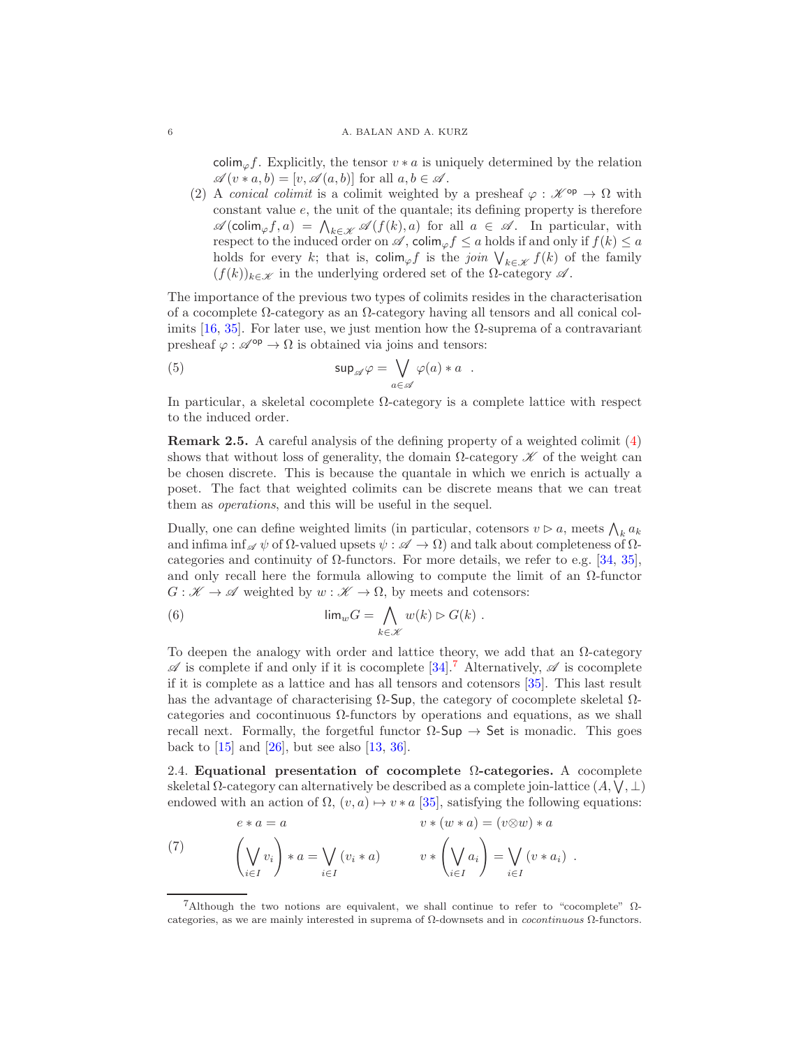$\mathsf{colim}_\varphi f$. Explicitly, the tensor $v * a$ is uniquely determined by the relation $\mathscr{A}(v * a, b) = [v, \mathscr{A}(a, b)]$ for all $a, b \in \mathscr{A}$.

(2) A *conical colimit* is a colimit weighted by a presheaf $\varphi : \mathscr{K}^{\mathsf{op}} \to \Omega$ with constant value $e$, the unit of the quantale; its defining property is therefore $\mathscr{A}(\mathsf{colim}_\varphi f, a) = \bigwedge_{k \in \mathscr{K}} \mathscr{A}(f(k), a)$ for all $a \in \mathscr{A}$. In particular, with respect to the induced order on $\mathscr{A}$, $\mathsf{colim}_\varphi f \leq a$ holds if and only if $f(k) \leq a$ holds for every $k$; that is, $\mathsf{colim}_\varphi f$ is the *join* $\bigvee_{k \in \mathscr{K}} f(k)$ of the family $(f(k))_{k \in \mathscr{K}}$ in the underlying ordered set of the $\Omega$-category $\mathscr{A}$.

The importance of the previous two types of colimits resides in the characterisation of a cocomplete $\Omega$-category as an $\Omega$-category having all tensors and all conical colimits [16, 35]. For later use, we just mention how the $\Omega$-suprema of a contravariant presheaf $\varphi : \mathscr{A}^{\mathsf{op}} \to \Omega$ is obtained via joins and tensors:

$$\mathsf{sup}_{\mathscr{A}} \varphi = \bigvee_{a \in \mathscr{A}} \varphi(a) * a \quad . \tag{5}$$

In particular, a skeletal cocomplete $\Omega$-category is a complete lattice with respect to the induced order.

**Remark 2.5.** A careful analysis of the defining property of a weighted colimit (4) shows that without loss of generality, the domain $\Omega$-category $\mathscr{K}$ of the weight can be chosen discrete. This is because the quantale in which we enrich is actually a poset. The fact that weighted colimits can be discrete means that we can treat them as *operations*, and this will be useful in the sequel.

Dually, one can define weighted limits (in particular, cotensors $v \rhd a$, meets $\bigwedge_k a_k$ and infima $\inf_{\mathscr{A}} \psi$ of $\Omega$-valued upsets $\psi : \mathscr{A} \to \Omega$) and talk about completeness of $\Omega$-categories and continuity of $\Omega$-functors. For more details, we refer to e.g. [34, 35], and only recall here the formula allowing to compute the limit of an $\Omega$-functor $G : \mathscr{K} \to \mathscr{A}$ weighted by $w : \mathscr{K} \to \Omega$, by meets and cotensors:

$$\mathsf{lim}_w G = \bigwedge_{k \in \mathscr{K}} w(k) \rhd G(k) \ . \tag{6}$$

To deepen the analogy with order and lattice theory, we add that an $\Omega$-category $\mathscr{A}$ is complete if and only if it is cocomplete [34].[7] Alternatively, $\mathscr{A}$ is cocomplete if it is complete as a lattice and has all tensors and cotensors [35]. This last result has the advantage of characterising $\Omega$-$\mathsf{Sup}$, the category of cocomplete skeletal $\Omega$-categories and cocontinuous $\Omega$-functors by operations and equations, as we shall recall next. Formally, the forgetful functor $\Omega$-$\mathsf{Sup} \to \mathsf{Set}$ is monadic. This goes back to [15] and [26], but see also [13, 36].

2.4. **Equational presentation of cocomplete $\Omega$-categories.** A cocomplete skeletal $\Omega$-category can alternatively be described as a complete join-lattice $(A, \bigvee, \bot)$ endowed with an action of $\Omega$, $(v, a) \mapsto v * a$ [35], satisfying the following equations:

$$\begin{aligned} & e * a = a & & v * (w * a) = (v \otimes w) * a \\ & \left(\bigvee_{i \in I} v_i\right) * a = \bigvee_{i \in I} (v_i * a) & & v * \left(\bigvee_{i \in I} a_i\right) = \bigvee_{i \in I} (v * a_i) \ . \end{aligned} \tag{7}$$

[7] Although the two notions are equivalent, we shall continue to refer to "cocomplete" $\Omega$-categories, as we are mainly interested in suprema of $\Omega$-downsets and in *cocontinuous* $\Omega$-functors.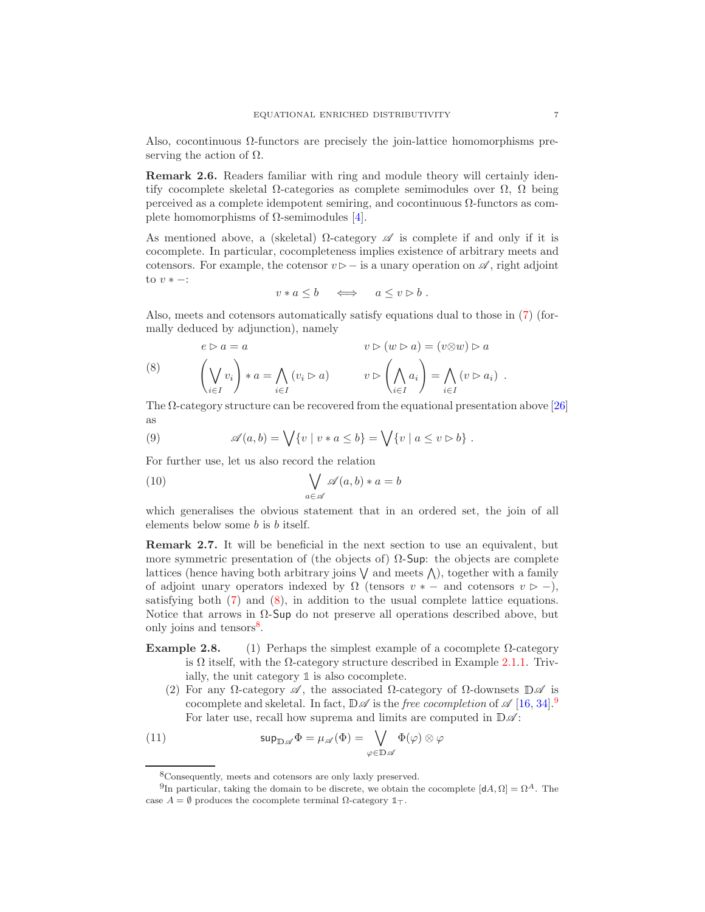Also, cocontinuous Ω-functors are precisely the join-lattice homomorphisms preserving the action of Ω.

**Remark 2.6.** Readers familiar with ring and module theory will certainly identify cocomplete skeletal Ω-categories as complete semimodules over Ω, Ω being perceived as a complete idempotent semiring, and cocontinuous Ω-functors as complete homomorphisms of Ω-semimodules [4].

As mentioned above, a (skeletal) Ω-category $\mathscr{A}$ is complete if and only if it is cocomplete. In particular, cocompleteness implies existence of arbitrary meets and cotensors. For example, the cotensor $v \rhd -$ is a unary operation on $\mathscr{A}$, right adjoint to $v * -$:

$$v * a \le b \quad \iff \quad a \le v \rhd b \; .$$

Also, meets and cotensors automatically satisfy equations dual to those in (7) (formally deduced by adjunction), namely

$$(8) \qquad \begin{aligned} & e \rhd a = a & & v \rhd (w \rhd a) = (v \otimes w) \rhd a \\ & \left(\bigvee_{i\in I} v_i\right) * a = \bigwedge_{i \in I} (v_i \rhd a) & & v \rhd \left(\bigwedge_{i\in I} a_i\right) = \bigwedge_{i\in I} (v \rhd a_i) \; . \end{aligned}$$

The Ω-category structure can be recovered from the equational presentation above [26] as

$$(9) \qquad \mathscr{A}(a,b) = \bigvee \{ v \mid v * a \le b \} = \bigvee \{ v \mid a \le v \rhd b \} \; .$$

For further use, let us also record the relation

$$(10) \qquad \bigvee_{a \in \mathscr{A}} \mathscr{A}(a,b) * a = b$$

which generalises the obvious statement that in an ordered set, the join of all elements below some $b$ is $b$ itself.

**Remark 2.7.** It will be beneficial in the next section to use an equivalent, but more symmetric presentation of (the objects of) Ω-Sup: the objects are complete lattices (hence having both arbitrary joins $\bigvee$ and meets $\bigwedge$), together with a family of adjoint unary operators indexed by Ω (tensors $v * -$ and cotensors $v \rhd -$), satisfying both (7) and (8), in addition to the usual complete lattice equations. Notice that arrows in Ω-Sup do not preserve all operations described above, but only joins and tensors[8].

**Example 2.8.**
1. Perhaps the simplest example of a cocomplete Ω-category is Ω itself, with the Ω-category structure described in Example 2.1.1. Trivially, the unit category $\mathbb{1}$ is also cocomplete.
2. For any Ω-category $\mathscr{A}$, the associated Ω-category of Ω-downsets $\mathbb{D}\mathscr{A}$ is cocomplete and skeletal. In fact, $\mathbb{D}\mathscr{A}$ is the *free cocompletion* of $\mathscr{A}$ [16, 34].[9] For later use, recall how suprema and limits are computed in $\mathbb{D}\mathscr{A}$:

$$(11) \qquad \mathsf{sup}_{\mathbb{D}\mathscr{A}} \Phi = \mu_{\mathscr{A}}(\Phi) = \bigvee_{\varphi \in \mathbb{D}\mathscr{A}} \Phi(\varphi) \otimes \varphi$$

---

[8] Consequently, meets and cotensors are only laxly preserved.

[9] In particular, taking the domain to be discrete, we obtain the cocomplete $[\mathsf{d}A, \Omega] = \Omega^A$. The case $A = \emptyset$ produces the cocomplete terminal Ω-category $\mathbb{1}_\top$.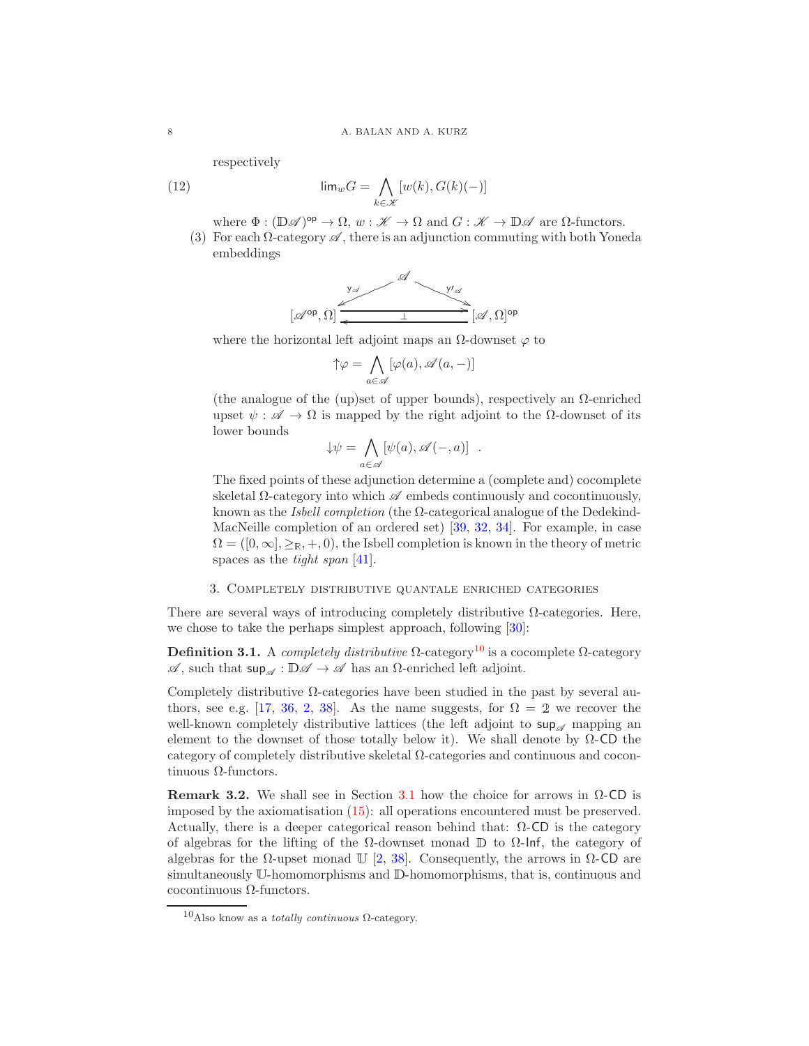respectively

$$\mathsf{lim}_w G = \bigwedge_{k \in \mathscr{K}} [w(k), G(k)(-)] \tag{12}$$

where $\Phi : (\mathbb{D}\mathscr{A})^{\mathsf{op}} \to \Omega$, $w : \mathscr{K} \to \Omega$ and $G : \mathscr{K} \to \mathbb{D}\mathscr{A}$ are $\Omega$-functors.

(3) For each $\Omega$-category $\mathscr{A}$, there is an adjunction commuting with both Yoneda embeddings

$$\begin{array}{ccc} & \mathscr{A} & \\ {\scriptstyle \mathsf{y}_{\mathscr{A}}} \swarrow & & \searrow {\scriptstyle \mathsf{y}'_{\mathscr{A}}} \\ [\mathscr{A}^{\mathsf{op}}, \Omega] & \underset{\longleftarrow}{\overset{\longrightarrow}{\bot}} & [\mathscr{A}, \Omega]^{\mathsf{op}} \end{array}$$

where the horizontal left adjoint maps an $\Omega$-downset $\varphi$ to

$$\uparrow\varphi = \bigwedge_{a \in \mathscr{A}} [\varphi(a), \mathscr{A}(a, -)]$$

(the analogue of the (up)set of upper bounds), respectively an $\Omega$-enriched upset $\psi : \mathscr{A} \to \Omega$ is mapped by the right adjoint to the $\Omega$-downset of its lower bounds

$$\downarrow\psi = \bigwedge_{a \in \mathscr{A}} [\psi(a), \mathscr{A}(-, a)] \quad .$$

The fixed points of these adjunction determine a (complete and) cocomplete skeletal $\Omega$-category into which $\mathscr{A}$ embeds continuously and cocontinuously, known as the *Isbell completion* (the $\Omega$-categorical analogue of the Dedekind-MacNeille completion of an ordered set) [39, 32, 34]. For example, in case $\Omega = ([0, \infty], \geq_{\mathbb{R}}, +, 0)$, the Isbell completion is known in the theory of metric spaces as the *tight span* [41].

## 3. Completely distributive quantale enriched categories

There are several ways of introducing completely distributive $\Omega$-categories. Here, we chose to take the perhaps simplest approach, following [30]:

**Definition 3.1.** A *completely distributive* $\Omega$-category[10] is a cocomplete $\Omega$-category $\mathscr{A}$, such that $\mathsf{sup}_{\mathscr{A}} : \mathbb{D}\mathscr{A} \to \mathscr{A}$ has an $\Omega$-enriched left adjoint.

Completely distributive $\Omega$-categories have been studied in the past by several authors, see e.g. [17, 36, 2, 38]. As the name suggests, for $\Omega = \mathbb{2}$ we recover the well-known completely distributive lattices (the left adjoint to $\mathsf{sup}_{\mathscr{A}}$ mapping an element to the downset of those totally below it). We shall denote by $\Omega$-$\mathsf{CD}$ the category of completely distributive skeletal $\Omega$-categories and continuous and cocontinuous $\Omega$-functors.

**Remark 3.2.** We shall see in Section 3.1 how the choice for arrows in $\Omega$-$\mathsf{CD}$ is imposed by the axiomatisation (15): all operations encountered must be preserved. Actually, there is a deeper categorical reason behind that: $\Omega$-$\mathsf{CD}$ is the category of algebras for the lifting of the $\Omega$-downset monad $\mathbb{D}$ to $\Omega$-$\mathsf{Inf}$, the category of algebras for the $\Omega$-upset monad $\mathbb{U}$ [2, 38]. Consequently, the arrows in $\Omega$-$\mathsf{CD}$ are simultaneously $\mathbb{U}$-homomorphisms and $\mathbb{D}$-homomorphisms, that is, continuous and cocontinuous $\Omega$-functors.

[10] Also know as a *totally continuous* $\Omega$-category.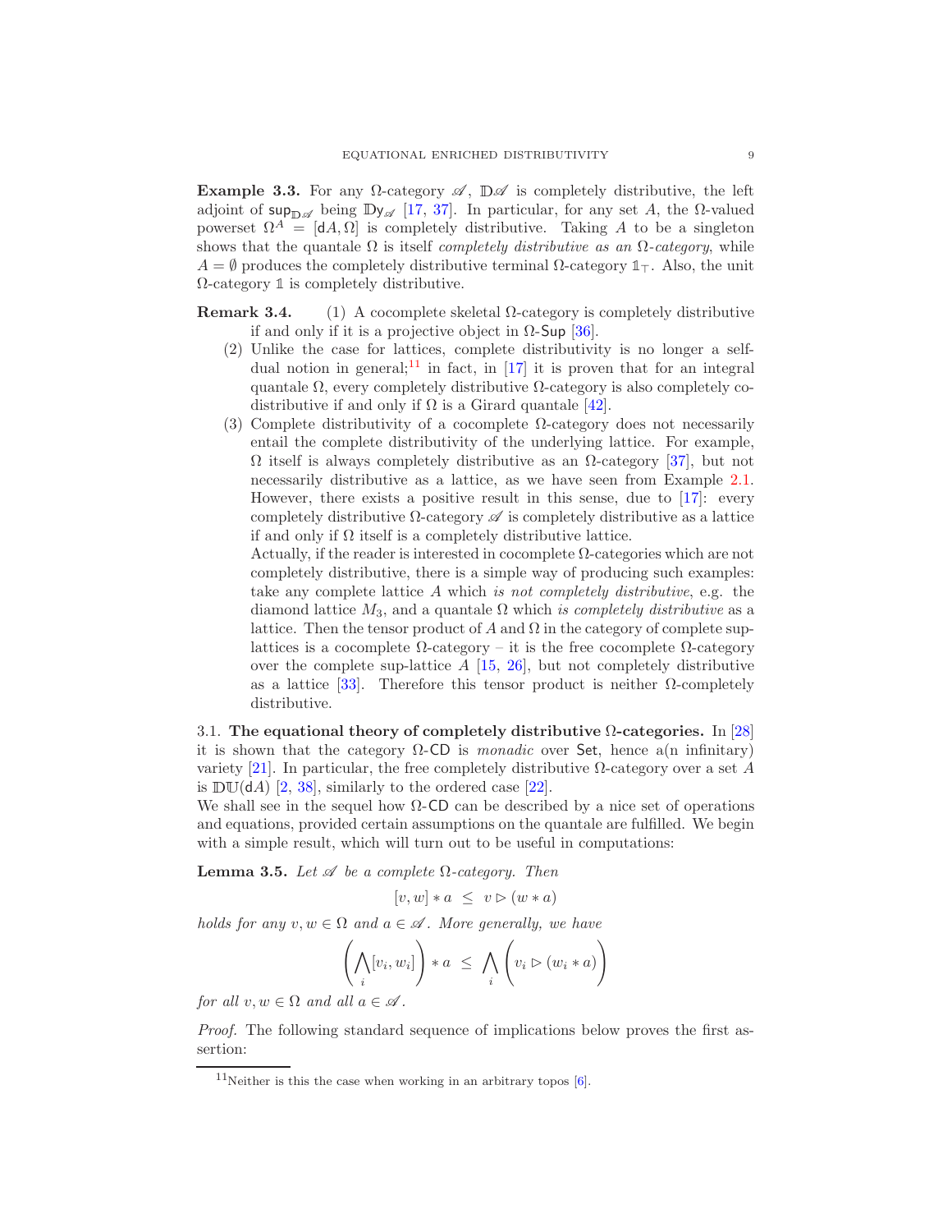**Example 3.3.** For any $\Omega$-category $\mathscr{A}$, $\mathbb{D}\mathscr{A}$ is completely distributive, the left adjoint of $\mathsf{sup}_{\mathbb{D}\mathscr{A}}$ being $\mathbb{D}\mathsf{y}_{\mathscr{A}}$ [17, 37]. In particular, for any set $A$, the $\Omega$-valued powerset $\Omega^A = [\mathsf{d}A, \Omega]$ is completely distributive. Taking $A$ to be a singleton shows that the quantale $\Omega$ is itself *completely distributive as an $\Omega$-category*, while $A = \emptyset$ produces the completely distributive terminal $\Omega$-category $\mathbb{1}_\top$. Also, the unit $\Omega$-category $\mathbb{1}$ is completely distributive.

**Remark 3.4.**

1. A cocomplete skeletal $\Omega$-category is completely distributive if and only if it is a projective object in $\Omega$-$\mathsf{Sup}$ [36].
2. Unlike the case for lattices, complete distributivity is no longer a self-dual notion in general;[11] in fact, in [17] it is proven that for an integral quantale $\Omega$, every completely distributive $\Omega$-category is also completely codistributive if and only if $\Omega$ is a Girard quantale [42].
3. Complete distributivity of a cocomplete $\Omega$-category does not necessarily entail the complete distributivity of the underlying lattice. For example, $\Omega$ itself is always completely distributive as an $\Omega$-category [37], but not necessarily distributive as a lattice, as we have seen from Example 2.1. However, there exists a positive result in this sense, due to [17]: every completely distributive $\Omega$-category $\mathscr{A}$ is completely distributive as a lattice if and only if $\Omega$ itself is a completely distributive lattice.
   Actually, if the reader is interested in cocomplete $\Omega$-categories which are not completely distributive, there is a simple way of producing such examples: take any complete lattice $A$ which *is not completely distributive*, e.g. the diamond lattice $M_3$, and a quantale $\Omega$ which *is completely distributive* as a lattice. Then the tensor product of $A$ and $\Omega$ in the category of complete sup-lattices is a cocomplete $\Omega$-category – it is the free cocomplete $\Omega$-category over the complete sup-lattice $A$ [15, 26], but not completely distributive as a lattice [33]. Therefore this tensor product is neither $\Omega$-completely distributive.

3.1. **The equational theory of completely distributive $\Omega$-categories.** In [28] it is shown that the category $\Omega$-$\mathsf{CD}$ is *monadic* over $\mathsf{Set}$, hence a(n infinitary) variety [21]. In particular, the free completely distributive $\Omega$-category over a set $A$ is $\mathbb{D}\mathbb{U}(\mathsf{d}A)$ [2, 38], similarly to the ordered case [22].
We shall see in the sequel how $\Omega$-$\mathsf{CD}$ can be described by a nice set of operations and equations, provided certain assumptions on the quantale are fulfilled. We begin with a simple result, which will turn out to be useful in computations:

**Lemma 3.5.** *Let $\mathscr{A}$ be a complete $\Omega$-category. Then*

$$[v, w] * a \;\leq\; v \rhd (w * a)$$

*holds for any $v, w \in \Omega$ and $a \in \mathscr{A}$. More generally, we have*

$$\left(\bigwedge_i [v_i, w_i]\right) * a \;\leq\; \bigwedge_i \left(v_i \rhd (w_i * a)\right)$$

*for all $v, w \in \Omega$ and all $a \in \mathscr{A}$.*

*Proof.* The following standard sequence of implications below proves the first assertion:

[11] Neither is this the case when working in an arbitrary topos [6].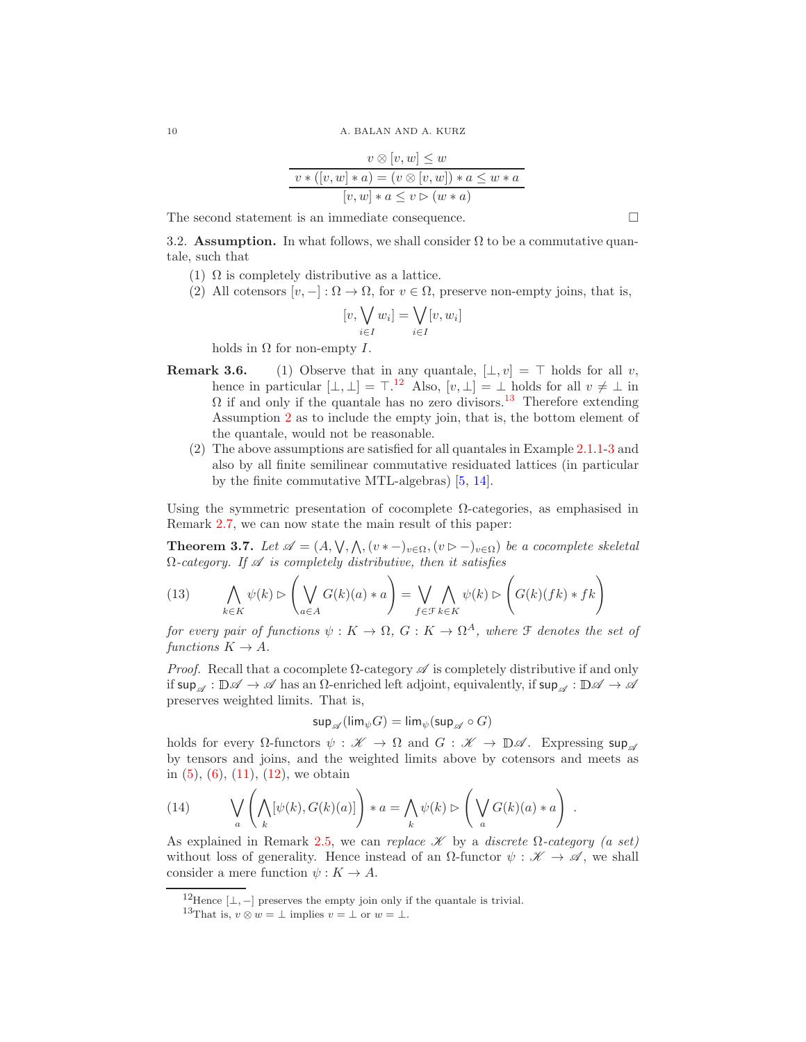$$\frac{\dfrac{v \otimes [v,w] \leq w}{v * ([v,w] * a) = (v \otimes [v,w]) * a \leq w * a}}{[v,w] * a \leq v \rhd (w * a)}$$

The second statement is an immediate consequence. $\square$

3.2. **Assumption.** In what follows, we shall consider $\Omega$ to be a commutative quantale, such that

1. $\Omega$ is completely distributive as a lattice.
2. All cotensors $[v, -] : \Omega \to \Omega$, for $v \in \Omega$, preserve non-empty joins, that is,
$$[v, \bigvee_{i \in I} w_i] = \bigvee_{i \in I} [v, w_i]$$
holds in $\Omega$ for non-empty $I$.

**Remark 3.6.** (1) Observe that in any quantale, $[\bot, v] = \top$ holds for all $v$, hence in particular $[\bot, \bot] = \top$.[12] Also, $[v, \bot] = \bot$ holds for all $v \neq \bot$ in $\Omega$ if and only if the quantale has no zero divisors.[13] Therefore extending Assumption 2 as to include the empty join, that is, the bottom element of the quantale, would not be reasonable.

(2) The above assumptions are satisfied for all quantales in Example 2.1.1-3 and also by all finite semilinear commutative residuated lattices (in particular by the finite commutative MTL-algebras) [5, 14].

Using the symmetric presentation of cocomplete $\Omega$-categories, as emphasised in Remark 2.7, we can now state the main result of this paper:

**Theorem 3.7.** *Let $\mathscr{A} = (A, \bigvee, \bigwedge, (v * -)_{v \in \Omega}, (v \rhd -)_{v \in \Omega})$ be a cocomplete skeletal $\Omega$-category. If $\mathscr{A}$ is completely distributive, then it satisfies*

$$\bigwedge_{k \in K} \psi(k) \rhd \left( \bigvee_{a \in A} G(k)(a) * a \right) = \bigvee_{f \in \mathcal{F}} \bigwedge_{k \in K} \psi(k) \rhd \Big( G(k)(fk) * fk \Big) \tag{13}$$

*for every pair of functions $\psi : K \to \Omega$, $G : K \to \Omega^A$, where $\mathcal{F}$ denotes the set of functions $K \to A$.*

*Proof.* Recall that a cocomplete $\Omega$-category $\mathscr{A}$ is completely distributive if and only if $\mathsf{sup}_{\mathscr{A}} : \mathbb{D}\mathscr{A} \to \mathscr{A}$ has an $\Omega$-enriched left adjoint, equivalently, if $\mathsf{sup}_{\mathscr{A}} : \mathbb{D}\mathscr{A} \to \mathscr{A}$ preserves weighted limits. That is,

$$\mathsf{sup}_{\mathscr{A}}(\mathsf{lim}_{\psi} G) = \mathsf{lim}_{\psi}(\mathsf{sup}_{\mathscr{A}} \circ G)$$

holds for every $\Omega$-functors $\psi : \mathscr{K} \to \Omega$ and $G : \mathscr{K} \to \mathbb{D}\mathscr{A}$. Expressing $\mathsf{sup}_{\mathscr{A}}$ by tensors and joins, and the weighted limits above by cotensors and meets as in (5), (6), (11), (12), we obtain

$$\bigvee_{a} \left( \bigwedge_{k} [\psi(k), G(k)(a)] \right) * a = \bigwedge_{k} \psi(k) \rhd \left( \bigvee_{a} G(k)(a) * a \right) . \tag{14}$$

As explained in Remark 2.5, we can *replace $\mathscr{K}$ by a discrete $\Omega$-category (a set)* without loss of generality. Hence instead of an $\Omega$-functor $\psi : \mathscr{K} \to \mathscr{A}$, we shall consider a mere function $\psi : K \to A$.

---

[12] Hence $[\bot, -]$ preserves the empty join only if the quantale is trivial.

[13] That is, $v \otimes w = \bot$ implies $v = \bot$ or $w = \bot$.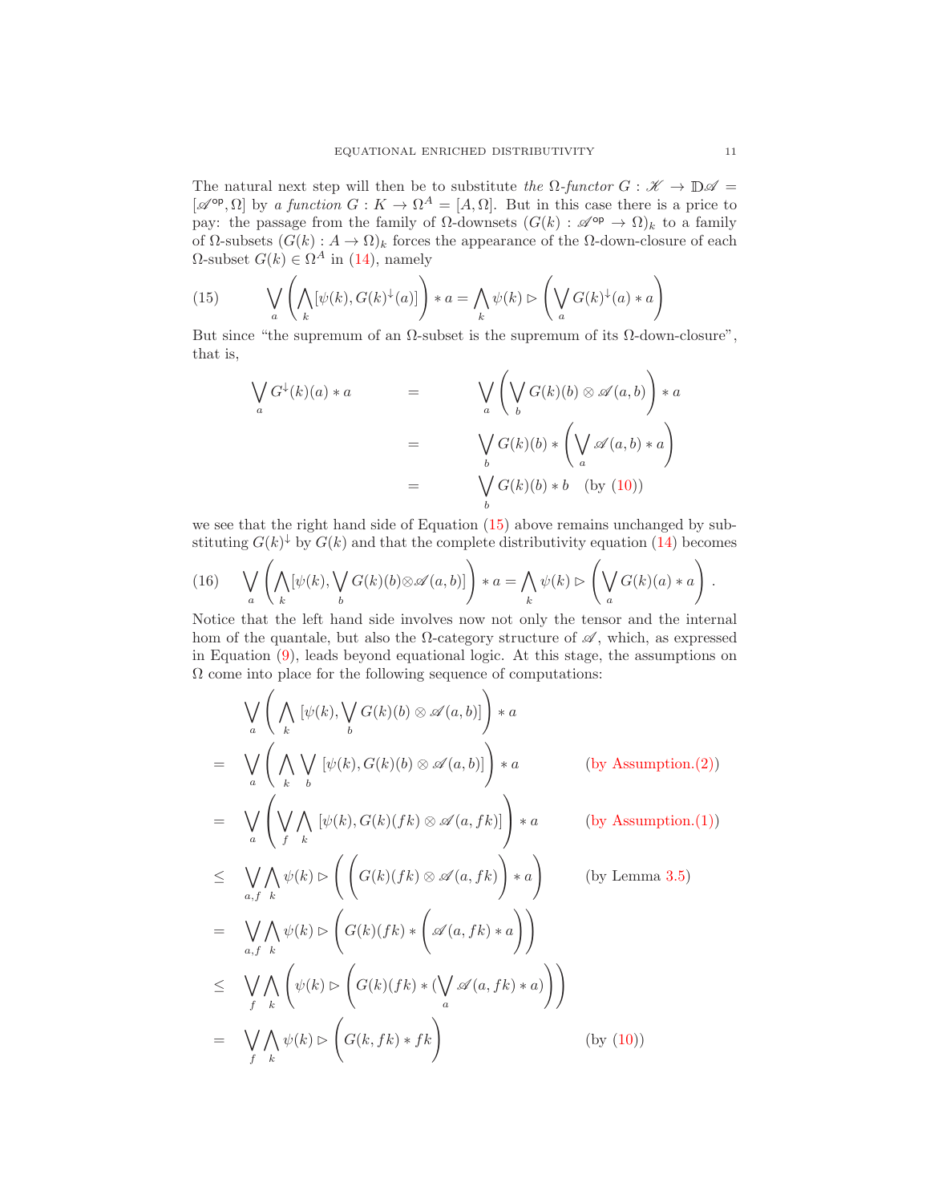The natural next step will then be to substitute *the* $\Omega$*-functor* $G : \mathscr{K} \to \mathbb{D}\mathscr{A} = [\mathscr{A}^{\mathsf{op}}, \Omega]$ by *a function* $G : K \to \Omega^A = [A, \Omega]$. But in this case there is a price to pay: the passage from the family of $\Omega$-downsets $(G(k) : \mathscr{A}^{\mathsf{op}} \to \Omega)_k$ to a family of $\Omega$-subsets $(G(k) : A \to \Omega)_k$ forces the appearance of the $\Omega$-down-closure of each $\Omega$-subset $G(k) \in \Omega^A$ in (14), namely

$$\bigvee_a \left( \bigwedge_k [\psi(k), G(k)^{\downarrow}(a)] \right) * a = \bigwedge_k \psi(k) \rhd \left( \bigvee_a G(k)^{\downarrow}(a) * a \right) \tag{15}$$

But since "the supremum of an $\Omega$-subset is the supremum of its $\Omega$-down-closure", that is,

$$\begin{aligned}
\bigvee_a G^{\downarrow}(k)(a) * a &= \bigvee_a \left( \bigvee_b G(k)(b) \otimes \mathscr{A}(a,b) \right) * a \\
&= \bigvee_b G(k)(b) * \left( \bigvee_a \mathscr{A}(a,b) * a \right) \\
&= \bigvee_b G(k)(b) * b \quad \text{(by (10))}
\end{aligned}$$

we see that the right hand side of Equation (15) above remains unchanged by substituting $G(k)^{\downarrow}$ by $G(k)$ and that the complete distributivity equation (14) becomes

$$\bigvee_a \left( \bigwedge_k [\psi(k), \bigvee_b G(k)(b) \otimes \mathscr{A}(a,b)] \right) * a = \bigwedge_k \psi(k) \rhd \left( \bigvee_a G(k)(a) * a \right). \tag{16}$$

Notice that the left hand side involves now not only the tensor and the internal hom of the quantale, but also the $\Omega$-category structure of $\mathscr{A}$, which, as expressed in Equation (9), leads beyond equational logic. At this stage, the assumptions on $\Omega$ come into place for the following sequence of computations:

$$\begin{aligned}
& \bigvee_a \left( \bigwedge_k [\psi(k), \bigvee_b G(k)(b) \otimes \mathscr{A}(a,b)] \right) * a \\
= \; & \bigvee_a \left( \bigwedge_k \bigvee_b [\psi(k), G(k)(b) \otimes \mathscr{A}(a,b)] \right) * a && \text{(by Assumption.(2))} \\
= \; & \bigvee_a \left( \bigvee_f \bigwedge_k [\psi(k), G(k)(fk) \otimes \mathscr{A}(a, fk)] \right) * a && \text{(by Assumption.(1))} \\
\leq \; & \bigvee_{a,f} \bigwedge_k \psi(k) \rhd \left( \left( G(k)(fk) \otimes \mathscr{A}(a, fk) \right) * a \right) && \text{(by Lemma 3.5)} \\
= \; & \bigvee_{a,f} \bigwedge_k \psi(k) \rhd \left( G(k)(fk) * \left( \mathscr{A}(a, fk) * a \right) \right) \\
\leq \; & \bigvee_f \bigwedge_k \left( \psi(k) \rhd \left( G(k)(fk) * (\bigvee_a \mathscr{A}(a, fk) * a) \right) \right) \\
= \; & \bigvee_f \bigwedge_k \psi(k) \rhd \left( G(k, fk) * fk \right) && \text{(by (10))}
\end{aligned}$$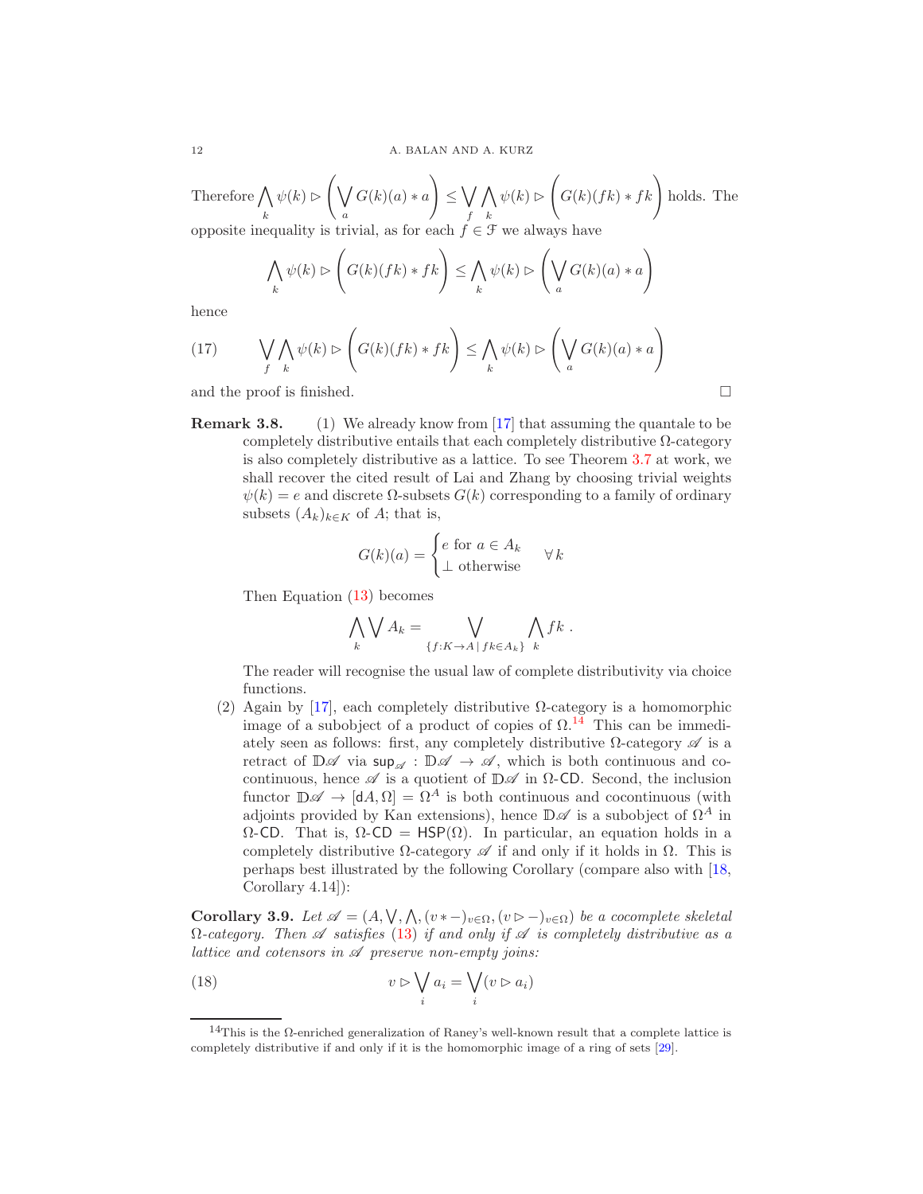Therefore $\bigwedge_k \psi(k) \rhd \left(\bigvee_a G(k)(a) * a\right) \leq \bigvee_f \bigwedge_k \psi(k) \rhd \left(G(k)(fk) * fk\right)$ holds. The opposite inequality is trivial, as for each $f \in \mathcal{F}$ we always have

$$\bigwedge_k \psi(k) \rhd \left(G(k)(fk) * fk\right) \leq \bigwedge_k \psi(k) \rhd \left(\bigvee_a G(k)(a) * a\right)$$

hence

$$\bigvee_f \bigwedge_k \psi(k) \rhd \left(G(k)(fk) * fk\right) \leq \bigwedge_k \psi(k) \rhd \left(\bigvee_a G(k)(a) * a\right) \tag{17}$$

and the proof is finished. □

**Remark 3.8.**

(1) We already know from [17] that assuming the quantale to be completely distributive entails that each completely distributive $\Omega$-category is also completely distributive as a lattice. To see Theorem 3.7 at work, we shall recover the cited result of Lai and Zhang by choosing trivial weights $\psi(k) = e$ and discrete $\Omega$-subsets $G(k)$ corresponding to a family of ordinary subsets $(A_k)_{k \in K}$ of $A$; that is,

$$G(k)(a) = \begin{cases} e \text{ for } a \in A_k \\ \bot \text{ otherwise} \end{cases} \quad \forall\, k$$

Then Equation (13) becomes

$$\bigwedge_k \bigvee A_k = \bigvee_{\{f : K \to A \mid fk \in A_k\}} \bigwedge_k fk\ .$$

The reader will recognise the usual law of complete distributivity via choice functions.

(2) Again by [17], each completely distributive $\Omega$-category is a homomorphic image of a subobject of a product of copies of $\Omega$.[14] This can be immediately seen as follows: first, any completely distributive $\Omega$-category $\mathscr{A}$ is a retract of $\mathbb{D}\mathscr{A}$ via $\mathsf{sup}_{\mathscr{A}} : \mathbb{D}\mathscr{A} \to \mathscr{A}$, which is both continuous and cocontinuous, hence $\mathscr{A}$ is a quotient of $\mathbb{D}\mathscr{A}$ in $\Omega$-$\mathsf{CD}$. Second, the inclusion functor $\mathbb{D}\mathscr{A} \to [\mathsf{d}A, \Omega] = \Omega^A$ is both continuous and cocontinuous (with adjoints provided by Kan extensions), hence $\mathbb{D}\mathscr{A}$ is a subobject of $\Omega^A$ in $\Omega$-$\mathsf{CD}$. That is, $\Omega$-$\mathsf{CD} = \mathsf{HSP}(\Omega)$. In particular, an equation holds in a completely distributive $\Omega$-category $\mathscr{A}$ if and only if it holds in $\Omega$. This is perhaps best illustrated by the following Corollary (compare also with [18, Corollary 4.14]):

**Corollary 3.9.** *Let $\mathscr{A} = (A, \bigvee, \bigwedge, (v * -)_{v \in \Omega}, (v \rhd -)_{v \in \Omega})$ be a cocomplete skeletal $\Omega$-category. Then $\mathscr{A}$ satisfies (13) if and only if $\mathscr{A}$ is completely distributive as a lattice and cotensors in $\mathscr{A}$ preserve non-empty joins:*

$$v \rhd \bigvee_i a_i = \bigvee_i (v \rhd a_i) \tag{18}$$

---

[14] This is the $\Omega$-enriched generalization of Raney's well-known result that a complete lattice is completely distributive if and only if it is the homomorphic image of a ring of sets [29].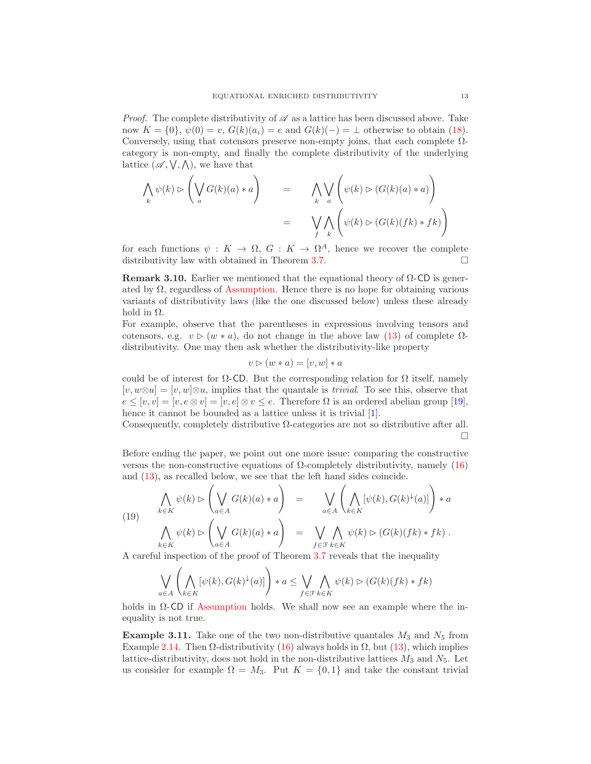*Proof.* The complete distributivity of $\mathscr{A}$ as a lattice has been discussed above. Take now $K = \{0\}$, $\psi(0) = v$, $G(k)(a_i) = e$ and $G(k)(-) = \bot$ otherwise to obtain (18). Conversely, using that cotensors preserve non-empty joins, that each complete $\Omega$-category is non-empty, and finally the complete distributivity of the underlying lattice $(\mathscr{A}, \bigvee, \bigwedge)$, we have that

$$
\begin{aligned}
\bigwedge_k \psi(k) \rhd \left( \bigvee_a G(k)(a) * a \right) &= \bigwedge_k \bigvee_a \left( \psi(k) \rhd (G(k)(a) * a) \right) \\
&= \bigvee_f \bigwedge_k \left( \psi(k) \rhd (G(k)(fk) * fk) \right)
\end{aligned}
$$

for each functions $\psi : K \to \Omega$, $G : K \to \Omega^A$, hence we recover the complete distributivity law with obtained in Theorem 3.7. □

**Remark 3.10.** Earlier we mentioned that the equational theory of $\Omega$-$\mathsf{CD}$ is generated by $\Omega$, regardless of Assumption. Hence there is no hope for obtaining various variants of distributivity laws (like the one discussed below) unless these already hold in $\Omega$.

For example, observe that the parentheses in expressions involving tensors and cotensors, e.g. $v \rhd (w * a)$, do not change in the above law (13) of complete $\Omega$-distributivity. One may then ask whether the distributivity-like property

$$v \rhd (w * a) = [v, w] * a$$

could be of interest for $\Omega$-$\mathsf{CD}$. But the corresponding relation for $\Omega$ itself, namely $[v, w \otimes u] = [v, w] \otimes u$, implies that the quantale is *trivial*. To see this, observe that $e \leq [v, v] = [v, e \otimes v] = [v, e] \otimes v \leq e$. Therefore $\Omega$ is an ordered abelian group [19], hence it cannot be bounded as a lattice unless it is trivial [1].

Consequently, completely distributive $\Omega$-categories are not so distributive after all. □

Before ending the paper, we point out one more issue: comparing the constructive versus the non-constructive equations of $\Omega$-completely distributivity, namely (16) and (13), as recalled below, we see that the left hand sides coincide.

$$
\begin{aligned}
\bigwedge_{k \in K} \psi(k) \rhd \left( \bigvee_{a \in A} G(k)(a) * a \right) &= \bigvee_{a \in A} \left( \bigwedge_{k \in K} [\psi(k), G(k)^{\downarrow}(a)] \right) * a \\
\bigwedge_{k \in K} \psi(k) \rhd \left( \bigvee_{a \in A} G(k)(a) * a \right) &= \bigvee_{f \in \mathcal{F}} \bigwedge_{k \in K} \psi(k) \rhd (G(k)(fk) * fk) \, .
\end{aligned}
\tag{19}
$$

A careful inspection of the proof of Theorem 3.7 reveals that the inequality

$$\bigvee_{a \in A} \left( \bigwedge_{k \in K} [\psi(k), G(k)^{\downarrow}(a)] \right) * a \leq \bigvee_{f \in \mathcal{F}} \bigwedge_{k \in K} \psi(k) \rhd (G(k)(fk) * fk)$$

holds in $\Omega$-$\mathsf{CD}$ if Assumption holds. We shall now see an example where the inequality is not true.

**Example 3.11.** Take one of the two non-distributive quantales $M_3$ and $N_5$ from Example 2.14. Then $\Omega$-distributivity (16) always holds in $\Omega$, but (13), which implies lattice-distributivity, does not hold in the non-distributive lattices $M_3$ and $N_5$. Let us consider for example $\Omega = M_3$. Put $K = \{0, 1\}$ and take the constant trivial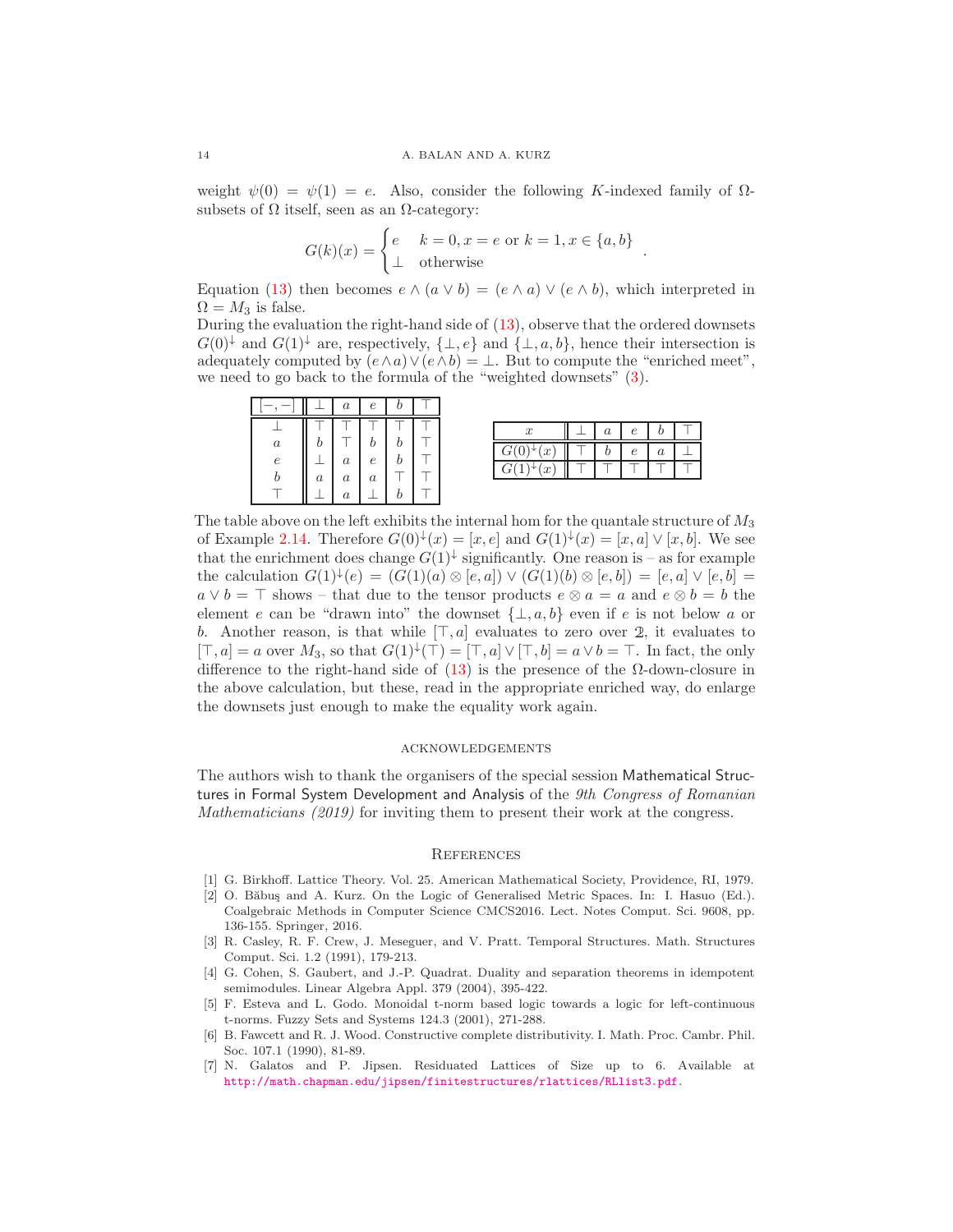weight $\psi(0) = \psi(1) = e$. Also, consider the following $K$-indexed family of $\Omega$-subsets of $\Omega$ itself, seen as an $\Omega$-category:

$$G(k)(x) = \begin{cases} e & k = 0, x = e \text{ or } k = 1, x \in \{a, b\} \\ \bot & \text{otherwise} \end{cases}.$$

Equation (13) then becomes $e \wedge (a \vee b) = (e \wedge a) \vee (e \wedge b)$, which interpreted in $\Omega = M_3$ is false.

During the evaluation the right-hand side of (13), observe that the ordered downsets $G(0)^{\downarrow}$ and $G(1)^{\downarrow}$ are, respectively, $\{\bot, e\}$ and $\{\bot, a, b\}$, hence their intersection is adequately computed by $(e \wedge a) \vee (e \wedge b) = \bot$. But to compute the "enriched meet", we need to go back to the formula of the "weighted downsets" (3).

| $[-,-]$ | $\bot$ | $a$ | $e$ | $b$ | $\top$ |
|---|---|---|---|---|---|
| $\bot$ | $\top$ | $\top$ | $\top$ | $\top$ | $\top$ |
| $a$ | $b$ | $\top$ | $b$ | $b$ | $\top$ |
| $e$ | $\bot$ | $a$ | $e$ | $b$ | $\top$ |
| $b$ | $a$ | $a$ | $a$ | $\top$ | $\top$ |
| $\top$ | $\bot$ | $a$ | $\bot$ | $b$ | $\top$ |

| $x$ | $\bot$ | $a$ | $e$ | $b$ | $\top$ |
|---|---|---|---|---|---|
| $G(0)^{\downarrow}(x)$ | $\top$ | $b$ | $e$ | $a$ | $\bot$ |
| $G(1)^{\downarrow}(x)$ | $\top$ | $\top$ | $\top$ | $\top$ | $\top$ |

The table above on the left exhibits the internal hom for the quantale structure of $M_3$ of Example 2.14. Therefore $G(0)^{\downarrow}(x) = [x, e]$ and $G(1)^{\downarrow}(x) = [x, a] \vee [x, b]$. We see that the enrichment does change $G(1)^{\downarrow}$ significantly. One reason is – as for example the calculation $G(1)^{\downarrow}(e) = (G(1)(a) \otimes [e, a]) \vee (G(1)(b) \otimes [e, b]) = [e, a] \vee [e, b] = a \vee b = \top$ shows – that due to the tensor products $e \otimes a = a$ and $e \otimes b = b$ the element $e$ can be "drawn into" the downset $\{\bot, a, b\}$ even if $e$ is not below $a$ or $b$. Another reason, is that while $[\top, a]$ evaluates to zero over $\mathbb{2}$, it evaluates to $[\top, a] = a$ over $M_3$, so that $G(1)^{\downarrow}(\top) = [\top, a] \vee [\top, b] = a \vee b = \top$. In fact, the only difference to the right-hand side of (13) is the presence of the $\Omega$-down-closure in the above calculation, but these, read in the appropriate enriched way, do enlarge the downsets just enough to make the equality work again.

## Acknowledgements

The authors wish to thank the organisers of the special session Mathematical Structures in Formal System Development and Analysis of the *9th Congress of Romanian Mathematicians (2019)* for inviting them to present their work at the congress.

## References

[1] G. Birkhoff. Lattice Theory. Vol. 25. American Mathematical Society, Providence, RI, 1979.

[2] O. Băbuş and A. Kurz. On the Logic of Generalised Metric Spaces. In: I. Hasuo (Ed.). Coalgebraic Methods in Computer Science CMCS2016. Lect. Notes Comput. Sci. 9608, pp. 136-155. Springer, 2016.

[3] R. Casley, R. F. Crew, J. Meseguer, and V. Pratt. Temporal Structures. Math. Structures Comput. Sci. 1.2 (1991), 179-213.

[4] G. Cohen, S. Gaubert, and J.-P. Quadrat. Duality and separation theorems in idempotent semimodules. Linear Algebra Appl. 379 (2004), 395-422.

[5] F. Esteva and L. Godo. Monoidal t-norm based logic towards a logic for left-continuous t-norms. Fuzzy Sets and Systems 124.3 (2001), 271-288.

[6] B. Fawcett and R. J. Wood. Constructive complete distributivity. I. Math. Proc. Cambr. Phil. Soc. 107.1 (1990), 81-89.

[7] N. Galatos and P. Jipsen. Residuated Lattices of Size up to 6. Available at http://math.chapman.edu/jipsen/finitestructures/rlattices/RLlist3.pdf.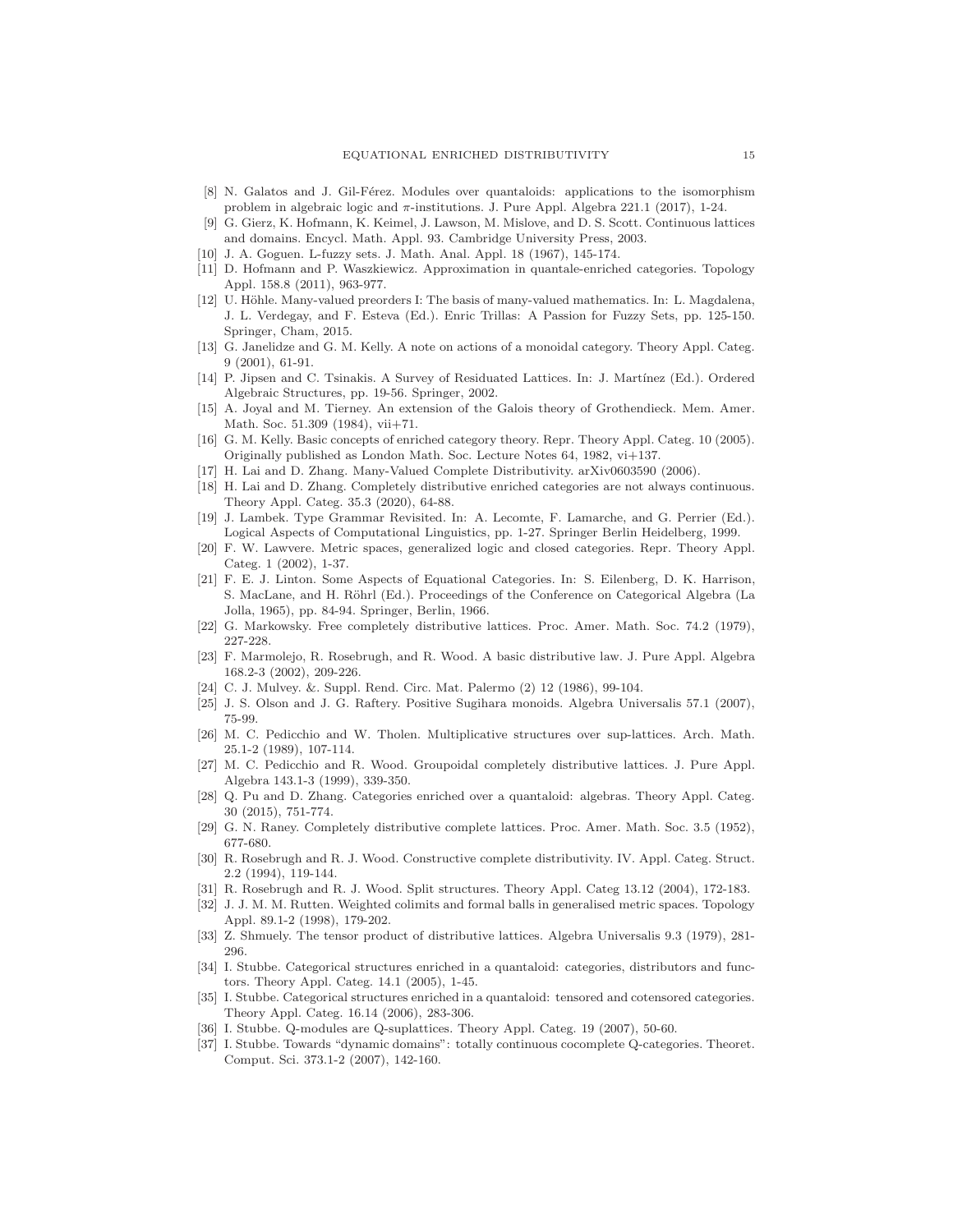[8] N. Galatos and J. Gil-Férez. Modules over quantaloids: applications to the isomorphism problem in algebraic logic and $\pi$-institutions. J. Pure Appl. Algebra 221.1 (2017), 1-24.

[9] G. Gierz, K. Hofmann, K. Keimel, J. Lawson, M. Mislove, and D. S. Scott. Continuous lattices and domains. Encycl. Math. Appl. 93. Cambridge University Press, 2003.

[10] J. A. Goguen. L-fuzzy sets. J. Math. Anal. Appl. 18 (1967), 145-174.

[11] D. Hofmann and P. Waszkiewicz. Approximation in quantale-enriched categories. Topology Appl. 158.8 (2011), 963-977.

[12] U. Höhle. Many-valued preorders I: The basis of many-valued mathematics. In: L. Magdalena, J. L. Verdegay, and F. Esteva (Ed.). Enric Trillas: A Passion for Fuzzy Sets, pp. 125-150. Springer, Cham, 2015.

[13] G. Janelidze and G. M. Kelly. A note on actions of a monoidal category. Theory Appl. Categ. 9 (2001), 61-91.

[14] P. Jipsen and C. Tsinakis. A Survey of Residuated Lattices. In: J. Martínez (Ed.). Ordered Algebraic Structures, pp. 19-56. Springer, 2002.

[15] A. Joyal and M. Tierney. An extension of the Galois theory of Grothendieck. Mem. Amer. Math. Soc. 51.309 (1984), vii+71.

[16] G. M. Kelly. Basic concepts of enriched category theory. Repr. Theory Appl. Categ. 10 (2005). Originally published as London Math. Soc. Lecture Notes 64, 1982, vi+137.

[17] H. Lai and D. Zhang. Many-Valued Complete Distributivity. arXiv0603590 (2006).

[18] H. Lai and D. Zhang. Completely distributive enriched categories are not always continuous. Theory Appl. Categ. 35.3 (2020), 64-88.

[19] J. Lambek. Type Grammar Revisited. In: A. Lecomte, F. Lamarche, and G. Perrier (Ed.). Logical Aspects of Computational Linguistics, pp. 1-27. Springer Berlin Heidelberg, 1999.

[20] F. W. Lawvere. Metric spaces, generalized logic and closed categories. Repr. Theory Appl. Categ. 1 (2002), 1-37.

[21] F. E. J. Linton. Some Aspects of Equational Categories. In: S. Eilenberg, D. K. Harrison, S. MacLane, and H. Röhrl (Ed.). Proceedings of the Conference on Categorical Algebra (La Jolla, 1965), pp. 84-94. Springer, Berlin, 1966.

[22] G. Markowsky. Free completely distributive lattices. Proc. Amer. Math. Soc. 74.2 (1979), 227-228.

[23] F. Marmolejo, R. Rosebrugh, and R. Wood. A basic distributive law. J. Pure Appl. Algebra 168.2-3 (2002), 209-226.

[24] C. J. Mulvey. &. Suppl. Rend. Circ. Mat. Palermo (2) 12 (1986), 99-104.

[25] J. S. Olson and J. G. Raftery. Positive Sugihara monoids. Algebra Universalis 57.1 (2007), 75-99.

[26] M. C. Pedicchio and W. Tholen. Multiplicative structures over sup-lattices. Arch. Math. 25.1-2 (1989), 107-114.

[27] M. C. Pedicchio and R. Wood. Groupoidal completely distributive lattices. J. Pure Appl. Algebra 143.1-3 (1999), 339-350.

[28] Q. Pu and D. Zhang. Categories enriched over a quantaloid: algebras. Theory Appl. Categ. 30 (2015), 751-774.

[29] G. N. Raney. Completely distributive complete lattices. Proc. Amer. Math. Soc. 3.5 (1952), 677-680.

[30] R. Rosebrugh and R. J. Wood. Constructive complete distributivity. IV. Appl. Categ. Struct. 2.2 (1994), 119-144.

[31] R. Rosebrugh and R. J. Wood. Split structures. Theory Appl. Categ 13.12 (2004), 172-183.

[32] J. J. M. M. Rutten. Weighted colimits and formal balls in generalised metric spaces. Topology Appl. 89.1-2 (1998), 179-202.

[33] Z. Shmuely. The tensor product of distributive lattices. Algebra Universalis 9.3 (1979), 281-296.

[34] I. Stubbe. Categorical structures enriched in a quantaloid: categories, distributors and functors. Theory Appl. Categ. 14.1 (2005), 1-45.

[35] I. Stubbe. Categorical structures enriched in a quantaloid: tensored and cotensored categories. Theory Appl. Categ. 16.14 (2006), 283-306.

[36] I. Stubbe. Q-modules are Q-suplattices. Theory Appl. Categ. 19 (2007), 50-60.

[37] I. Stubbe. Towards "dynamic domains": totally continuous cocomplete Q-categories. Theoret. Comput. Sci. 373.1-2 (2007), 142-160.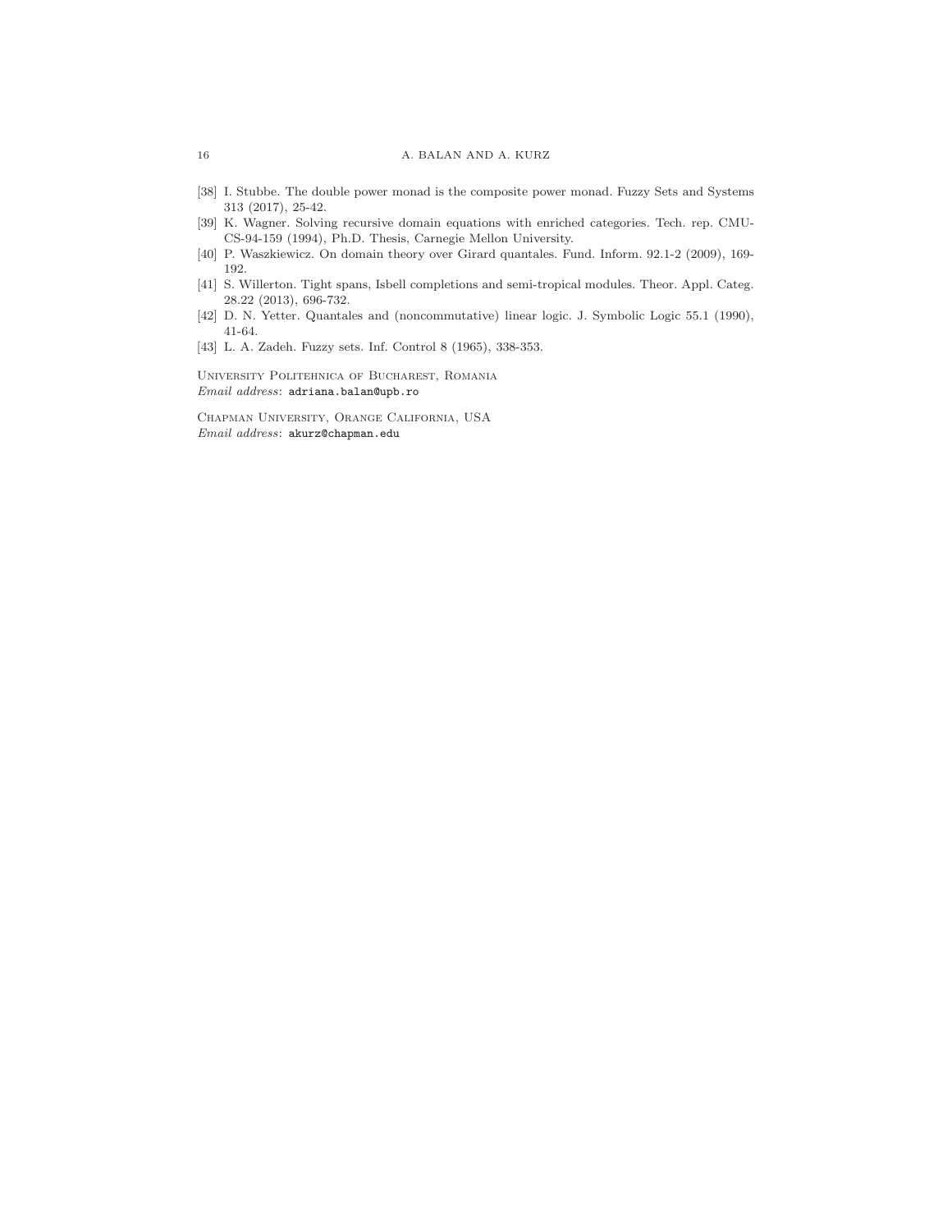[38] I. Stubbe. The double power monad is the composite power monad. Fuzzy Sets and Systems 313 (2017), 25-42.

[39] K. Wagner. Solving recursive domain equations with enriched categories. Tech. rep. CMU-CS-94-159 (1994), Ph.D. Thesis, Carnegie Mellon University.

[40] P. Waszkiewicz. On domain theory over Girard quantales. Fund. Inform. 92.1-2 (2009), 169-192.

[41] S. Willerton. Tight spans, Isbell completions and semi-tropical modules. Theor. Appl. Categ. 28.22 (2013), 696-732.

[42] D. N. Yetter. Quantales and (noncommutative) linear logic. J. Symbolic Logic 55.1 (1990), 41-64.

[43] L. A. Zadeh. Fuzzy sets. Inf. Control 8 (1965), 338-353.

University Politehnica of Bucharest, Romania
*Email address*: adriana.balan@upb.ro

Chapman University, Orange California, USA
*Email address*: akurz@chapman.edu